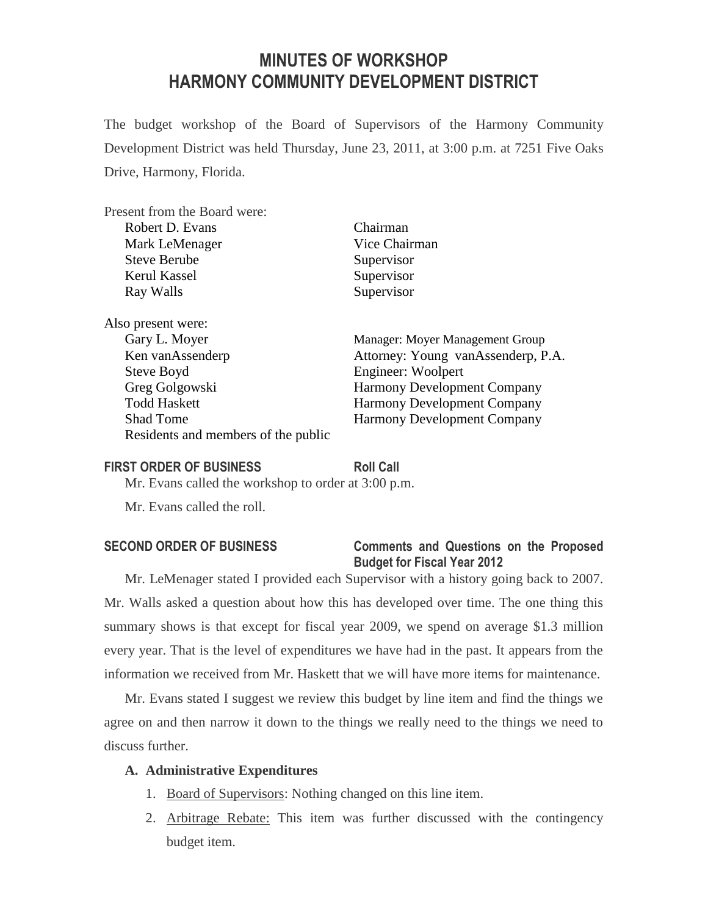# MINUTES OF WORKSHOP
# HARMONY COMMUNITY DEVELOPMENT DISTRICT

The budget workshop of the Board of Supervisors of the Harmony Community Development District was held Thursday, June 23, 2011, at 3:00 p.m. at 7251 Five Oaks Drive, Harmony, Florida.

Present from the Board were:

| | |
|---|---|
| Robert D. Evans | Chairman |
| Mark LeMenager | Vice Chairman |
| Steve Berube | Supervisor |
| Kerul Kassel | Supervisor |
| Ray Walls | Supervisor |

Also present were:

| | |
|---|---|
| Gary L. Moyer | Manager: Moyer Management Group |
| Ken vanAssenderp | Attorney: Young vanAssenderp, P.A. |
| Steve Boyd | Engineer: Woolpert |
| Greg Golgowski | Harmony Development Company |
| Todd Haskett | Harmony Development Company |
| Shad Tome | Harmony Development Company |
| Residents and members of the public | |

**FIRST ORDER OF BUSINESS** **Roll Call**

Mr. Evans called the workshop to order at 3:00 p.m.

Mr. Evans called the roll.

**SECOND ORDER OF BUSINESS** **Comments and Questions on the Proposed Budget for Fiscal Year 2012**

Mr. LeMenager stated I provided each Supervisor with a history going back to 2007. Mr. Walls asked a question about how this has developed over time. The one thing this summary shows is that except for fiscal year 2009, we spend on average \$1.3 million every year. That is the level of expenditures we have had in the past. It appears from the information we received from Mr. Haskett that we will have more items for maintenance.

Mr. Evans stated I suggest we review this budget by line item and find the things we agree on and then narrow it down to the things we really need to the things we need to discuss further.

**A. Administrative Expenditures**

1. Board of Supervisors: Nothing changed on this line item.
2. Arbitrage Rebate: This item was further discussed with the contingency budget item.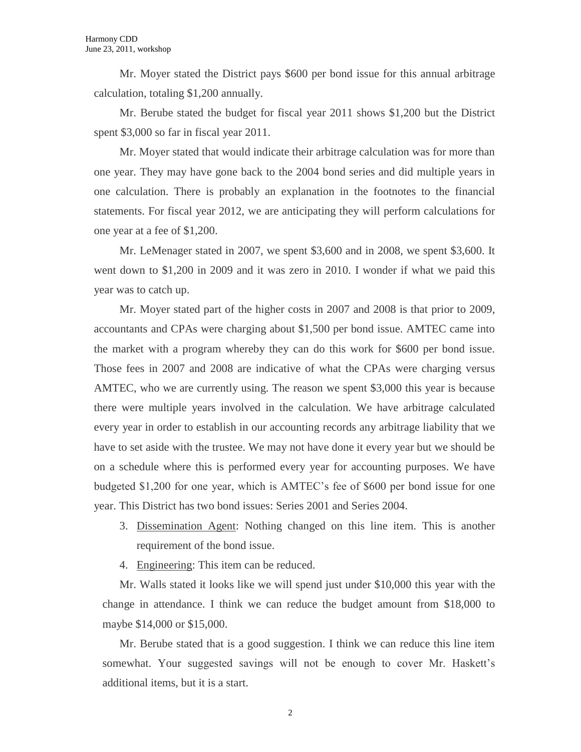Mr. Moyer stated the District pays $600 per bond issue for this annual arbitrage calculation, totaling $1,200 annually.

Mr. Berube stated the budget for fiscal year 2011 shows $1,200 but the District spent $3,000 so far in fiscal year 2011.

Mr. Moyer stated that would indicate their arbitrage calculation was for more than one year. They may have gone back to the 2004 bond series and did multiple years in one calculation. There is probably an explanation in the footnotes to the financial statements. For fiscal year 2012, we are anticipating they will perform calculations for one year at a fee of $1,200.

Mr. LeMenager stated in 2007, we spent $3,600 and in 2008, we spent $3,600. It went down to $1,200 in 2009 and it was zero in 2010. I wonder if what we paid this year was to catch up.

Mr. Moyer stated part of the higher costs in 2007 and 2008 is that prior to 2009, accountants and CPAs were charging about $1,500 per bond issue. AMTEC came into the market with a program whereby they can do this work for $600 per bond issue. Those fees in 2007 and 2008 are indicative of what the CPAs were charging versus AMTEC, who we are currently using. The reason we spent $3,000 this year is because there were multiple years involved in the calculation. We have arbitrage calculated every year in order to establish in our accounting records any arbitrage liability that we have to set aside with the trustee. We may not have done it every year but we should be on a schedule where this is performed every year for accounting purposes. We have budgeted $1,200 for one year, which is AMTEC's fee of $600 per bond issue for one year. This District has two bond issues: Series 2001 and Series 2004.

3. Dissemination Agent: Nothing changed on this line item. This is another requirement of the bond issue.
4. Engineering: This item can be reduced.

Mr. Walls stated it looks like we will spend just under $10,000 this year with the change in attendance. I think we can reduce the budget amount from $18,000 to maybe $14,000 or $15,000.

Mr. Berube stated that is a good suggestion. I think we can reduce this line item somewhat. Your suggested savings will not be enough to cover Mr. Haskett's additional items, but it is a start.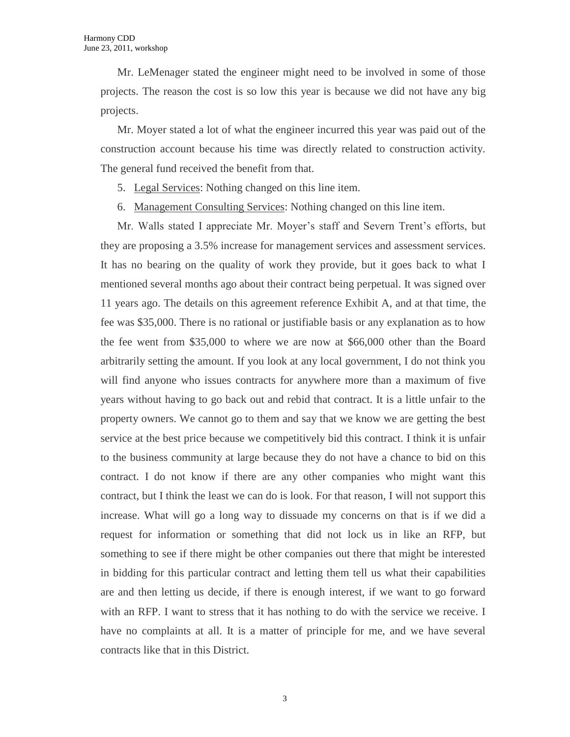Mr. LeMenager stated the engineer might need to be involved in some of those projects. The reason the cost is so low this year is because we did not have any big projects.

Mr. Moyer stated a lot of what the engineer incurred this year was paid out of the construction account because his time was directly related to construction activity. The general fund received the benefit from that.

5. Legal Services: Nothing changed on this line item.
6. Management Consulting Services: Nothing changed on this line item.

Mr. Walls stated I appreciate Mr. Moyer's staff and Severn Trent's efforts, but they are proposing a 3.5% increase for management services and assessment services. It has no bearing on the quality of work they provide, but it goes back to what I mentioned several months ago about their contract being perpetual. It was signed over 11 years ago. The details on this agreement reference Exhibit A, and at that time, the fee was $35,000. There is no rational or justifiable basis or any explanation as to how the fee went from $35,000 to where we are now at $66,000 other than the Board arbitrarily setting the amount. If you look at any local government, I do not think you will find anyone who issues contracts for anywhere more than a maximum of five years without having to go back out and rebid that contract. It is a little unfair to the property owners. We cannot go to them and say that we know we are getting the best service at the best price because we competitively bid this contract. I think it is unfair to the business community at large because they do not have a chance to bid on this contract. I do not know if there are any other companies who might want this contract, but I think the least we can do is look. For that reason, I will not support this increase. What will go a long way to dissuade my concerns on that is if we did a request for information or something that did not lock us in like an RFP, but something to see if there might be other companies out there that might be interested in bidding for this particular contract and letting them tell us what their capabilities are and then letting us decide, if there is enough interest, if we want to go forward with an RFP. I want to stress that it has nothing to do with the service we receive. I have no complaints at all. It is a matter of principle for me, and we have several contracts like that in this District.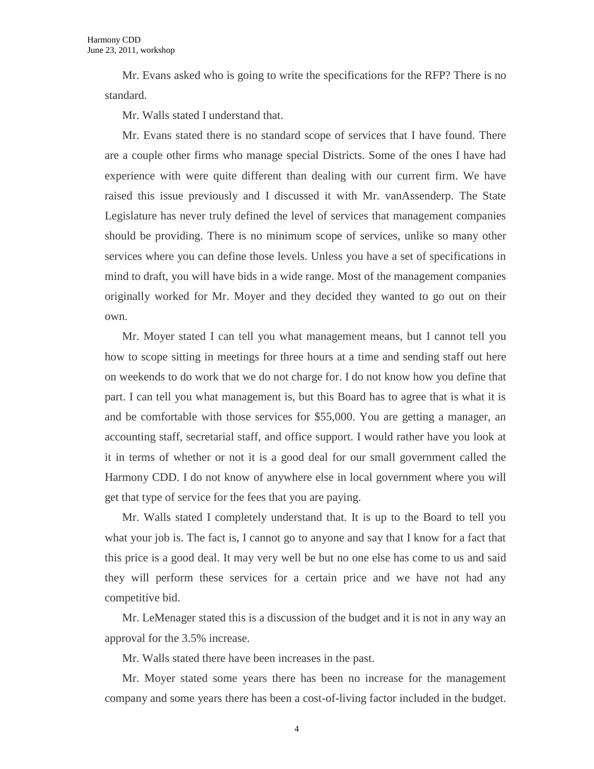Mr. Evans asked who is going to write the specifications for the RFP? There is no standard.

Mr. Walls stated I understand that.

Mr. Evans stated there is no standard scope of services that I have found. There are a couple other firms who manage special Districts. Some of the ones I have had experience with were quite different than dealing with our current firm. We have raised this issue previously and I discussed it with Mr. vanAssenderp. The State Legislature has never truly defined the level of services that management companies should be providing. There is no minimum scope of services, unlike so many other services where you can define those levels. Unless you have a set of specifications in mind to draft, you will have bids in a wide range. Most of the management companies originally worked for Mr. Moyer and they decided they wanted to go out on their own.

Mr. Moyer stated I can tell you what management means, but I cannot tell you how to scope sitting in meetings for three hours at a time and sending staff out here on weekends to do work that we do not charge for. I do not know how you define that part. I can tell you what management is, but this Board has to agree that is what it is and be comfortable with those services for $55,000. You are getting a manager, an accounting staff, secretarial staff, and office support. I would rather have you look at it in terms of whether or not it is a good deal for our small government called the Harmony CDD. I do not know of anywhere else in local government where you will get that type of service for the fees that you are paying.

Mr. Walls stated I completely understand that. It is up to the Board to tell you what your job is. The fact is, I cannot go to anyone and say that I know for a fact that this price is a good deal. It may very well be but no one else has come to us and said they will perform these services for a certain price and we have not had any competitive bid.

Mr. LeMenager stated this is a discussion of the budget and it is not in any way an approval for the 3.5% increase.

Mr. Walls stated there have been increases in the past.

Mr. Moyer stated some years there has been no increase for the management company and some years there has been a cost-of-living factor included in the budget.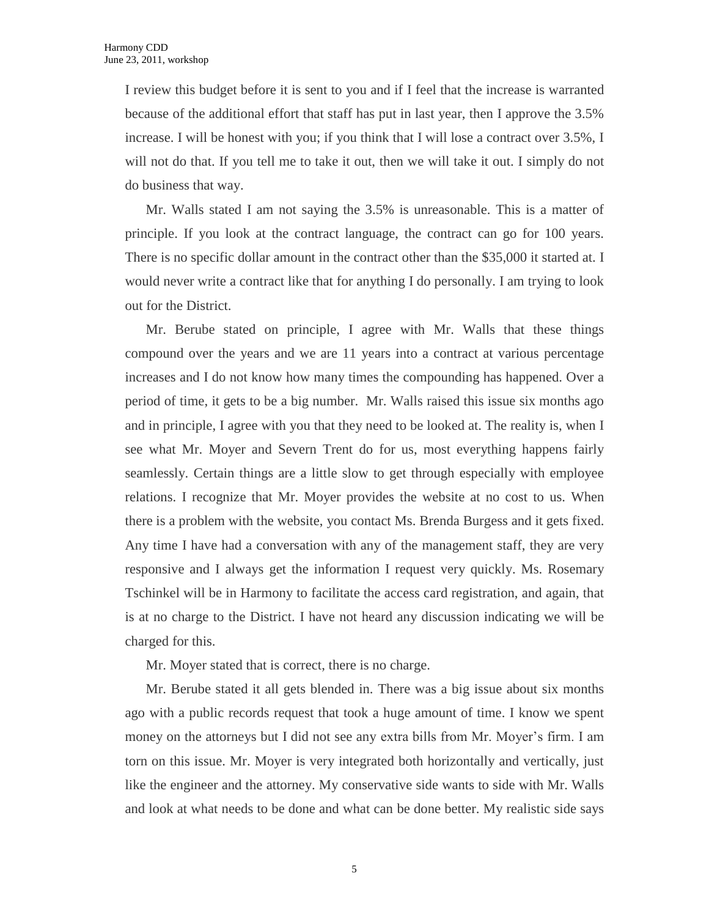I review this budget before it is sent to you and if I feel that the increase is warranted because of the additional effort that staff has put in last year, then I approve the 3.5% increase. I will be honest with you; if you think that I will lose a contract over 3.5%, I will not do that. If you tell me to take it out, then we will take it out. I simply do not do business that way.

Mr. Walls stated I am not saying the 3.5% is unreasonable. This is a matter of principle. If you look at the contract language, the contract can go for 100 years. There is no specific dollar amount in the contract other than the $35,000 it started at. I would never write a contract like that for anything I do personally. I am trying to look out for the District.

Mr. Berube stated on principle, I agree with Mr. Walls that these things compound over the years and we are 11 years into a contract at various percentage increases and I do not know how many times the compounding has happened. Over a period of time, it gets to be a big number. Mr. Walls raised this issue six months ago and in principle, I agree with you that they need to be looked at. The reality is, when I see what Mr. Moyer and Severn Trent do for us, most everything happens fairly seamlessly. Certain things are a little slow to get through especially with employee relations. I recognize that Mr. Moyer provides the website at no cost to us. When there is a problem with the website, you contact Ms. Brenda Burgess and it gets fixed. Any time I have had a conversation with any of the management staff, they are very responsive and I always get the information I request very quickly. Ms. Rosemary Tschinkel will be in Harmony to facilitate the access card registration, and again, that is at no charge to the District. I have not heard any discussion indicating we will be charged for this.

Mr. Moyer stated that is correct, there is no charge.

Mr. Berube stated it all gets blended in. There was a big issue about six months ago with a public records request that took a huge amount of time. I know we spent money on the attorneys but I did not see any extra bills from Mr. Moyer's firm. I am torn on this issue. Mr. Moyer is very integrated both horizontally and vertically, just like the engineer and the attorney. My conservative side wants to side with Mr. Walls and look at what needs to be done and what can be done better. My realistic side says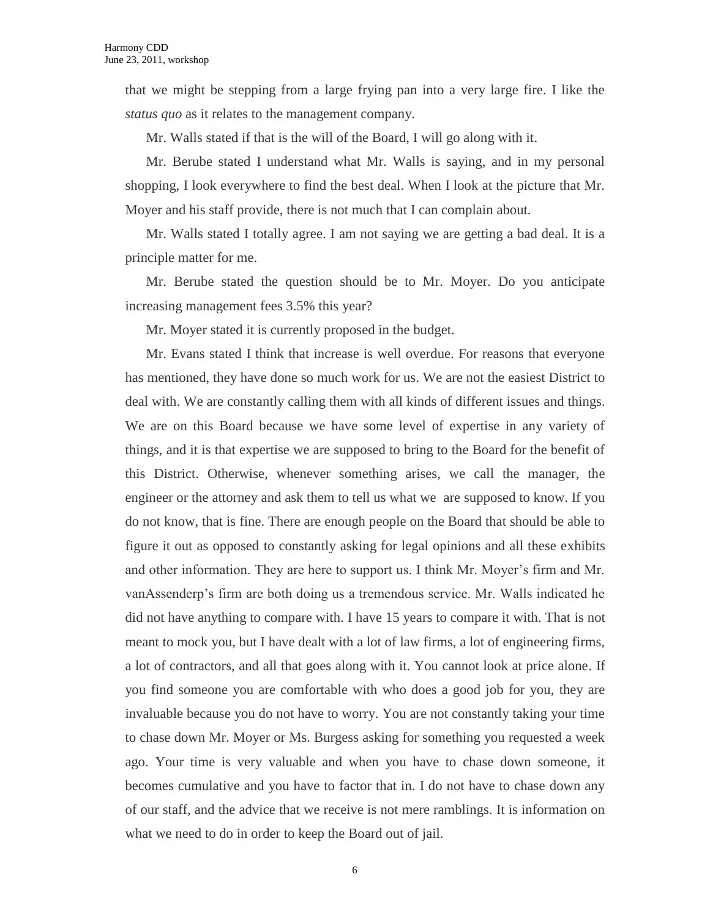that we might be stepping from a large frying pan into a very large fire. I like the *status quo* as it relates to the management company.

Mr. Walls stated if that is the will of the Board, I will go along with it.

Mr. Berube stated I understand what Mr. Walls is saying, and in my personal shopping, I look everywhere to find the best deal. When I look at the picture that Mr. Moyer and his staff provide, there is not much that I can complain about.

Mr. Walls stated I totally agree. I am not saying we are getting a bad deal. It is a principle matter for me.

Mr. Berube stated the question should be to Mr. Moyer. Do you anticipate increasing management fees 3.5% this year?

Mr. Moyer stated it is currently proposed in the budget.

Mr. Evans stated I think that increase is well overdue. For reasons that everyone has mentioned, they have done so much work for us. We are not the easiest District to deal with. We are constantly calling them with all kinds of different issues and things. We are on this Board because we have some level of expertise in any variety of things, and it is that expertise we are supposed to bring to the Board for the benefit of this District. Otherwise, whenever something arises, we call the manager, the engineer or the attorney and ask them to tell us what we are supposed to know. If you do not know, that is fine. There are enough people on the Board that should be able to figure it out as opposed to constantly asking for legal opinions and all these exhibits and other information. They are here to support us. I think Mr. Moyer's firm and Mr. vanAssenderp's firm are both doing us a tremendous service. Mr. Walls indicated he did not have anything to compare with. I have 15 years to compare it with. That is not meant to mock you, but I have dealt with a lot of law firms, a lot of engineering firms, a lot of contractors, and all that goes along with it. You cannot look at price alone. If you find someone you are comfortable with who does a good job for you, they are invaluable because you do not have to worry. You are not constantly taking your time to chase down Mr. Moyer or Ms. Burgess asking for something you requested a week ago. Your time is very valuable and when you have to chase down someone, it becomes cumulative and you have to factor that in. I do not have to chase down any of our staff, and the advice that we receive is not mere ramblings. It is information on what we need to do in order to keep the Board out of jail.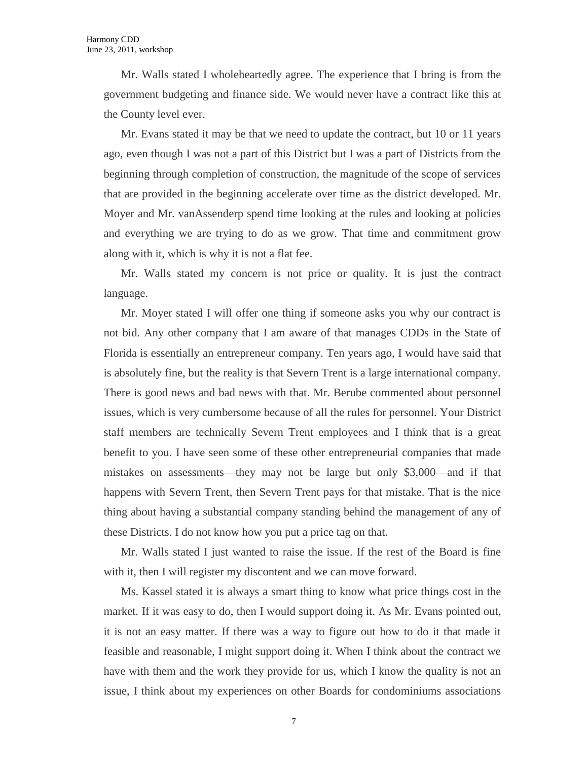Mr. Walls stated I wholeheartedly agree. The experience that I bring is from the government budgeting and finance side. We would never have a contract like this at the County level ever.

Mr. Evans stated it may be that we need to update the contract, but 10 or 11 years ago, even though I was not a part of this District but I was a part of Districts from the beginning through completion of construction, the magnitude of the scope of services that are provided in the beginning accelerate over time as the district developed. Mr. Moyer and Mr. vanAssenderp spend time looking at the rules and looking at policies and everything we are trying to do as we grow. That time and commitment grow along with it, which is why it is not a flat fee.

Mr. Walls stated my concern is not price or quality. It is just the contract language.

Mr. Moyer stated I will offer one thing if someone asks you why our contract is not bid. Any other company that I am aware of that manages CDDs in the State of Florida is essentially an entrepreneur company. Ten years ago, I would have said that is absolutely fine, but the reality is that Severn Trent is a large international company. There is good news and bad news with that. Mr. Berube commented about personnel issues, which is very cumbersome because of all the rules for personnel. Your District staff members are technically Severn Trent employees and I think that is a great benefit to you. I have seen some of these other entrepreneurial companies that made mistakes on assessments—they may not be large but only $3,000—and if that happens with Severn Trent, then Severn Trent pays for that mistake. That is the nice thing about having a substantial company standing behind the management of any of these Districts. I do not know how you put a price tag on that.

Mr. Walls stated I just wanted to raise the issue. If the rest of the Board is fine with it, then I will register my discontent and we can move forward.

Ms. Kassel stated it is always a smart thing to know what price things cost in the market. If it was easy to do, then I would support doing it. As Mr. Evans pointed out, it is not an easy matter. If there was a way to figure out how to do it that made it feasible and reasonable, I might support doing it. When I think about the contract we have with them and the work they provide for us, which I know the quality is not an issue, I think about my experiences on other Boards for condominiums associations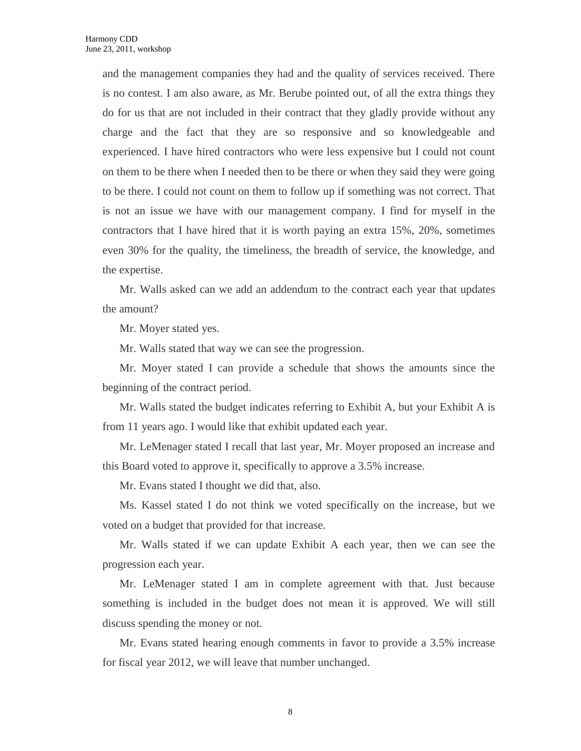and the management companies they had and the quality of services received. There is no contest. I am also aware, as Mr. Berube pointed out, of all the extra things they do for us that are not included in their contract that they gladly provide without any charge and the fact that they are so responsive and so knowledgeable and experienced. I have hired contractors who were less expensive but I could not count on them to be there when I needed then to be there or when they said they were going to be there. I could not count on them to follow up if something was not correct. That is not an issue we have with our management company. I find for myself in the contractors that I have hired that it is worth paying an extra 15%, 20%, sometimes even 30% for the quality, the timeliness, the breadth of service, the knowledge, and the expertise.

Mr. Walls asked can we add an addendum to the contract each year that updates the amount?

Mr. Moyer stated yes.

Mr. Walls stated that way we can see the progression.

Mr. Moyer stated I can provide a schedule that shows the amounts since the beginning of the contract period.

Mr. Walls stated the budget indicates referring to Exhibit A, but your Exhibit A is from 11 years ago. I would like that exhibit updated each year.

Mr. LeMenager stated I recall that last year, Mr. Moyer proposed an increase and this Board voted to approve it, specifically to approve a 3.5% increase.

Mr. Evans stated I thought we did that, also.

Ms. Kassel stated I do not think we voted specifically on the increase, but we voted on a budget that provided for that increase.

Mr. Walls stated if we can update Exhibit A each year, then we can see the progression each year.

Mr. LeMenager stated I am in complete agreement with that. Just because something is included in the budget does not mean it is approved. We will still discuss spending the money or not.

Mr. Evans stated hearing enough comments in favor to provide a 3.5% increase for fiscal year 2012, we will leave that number unchanged.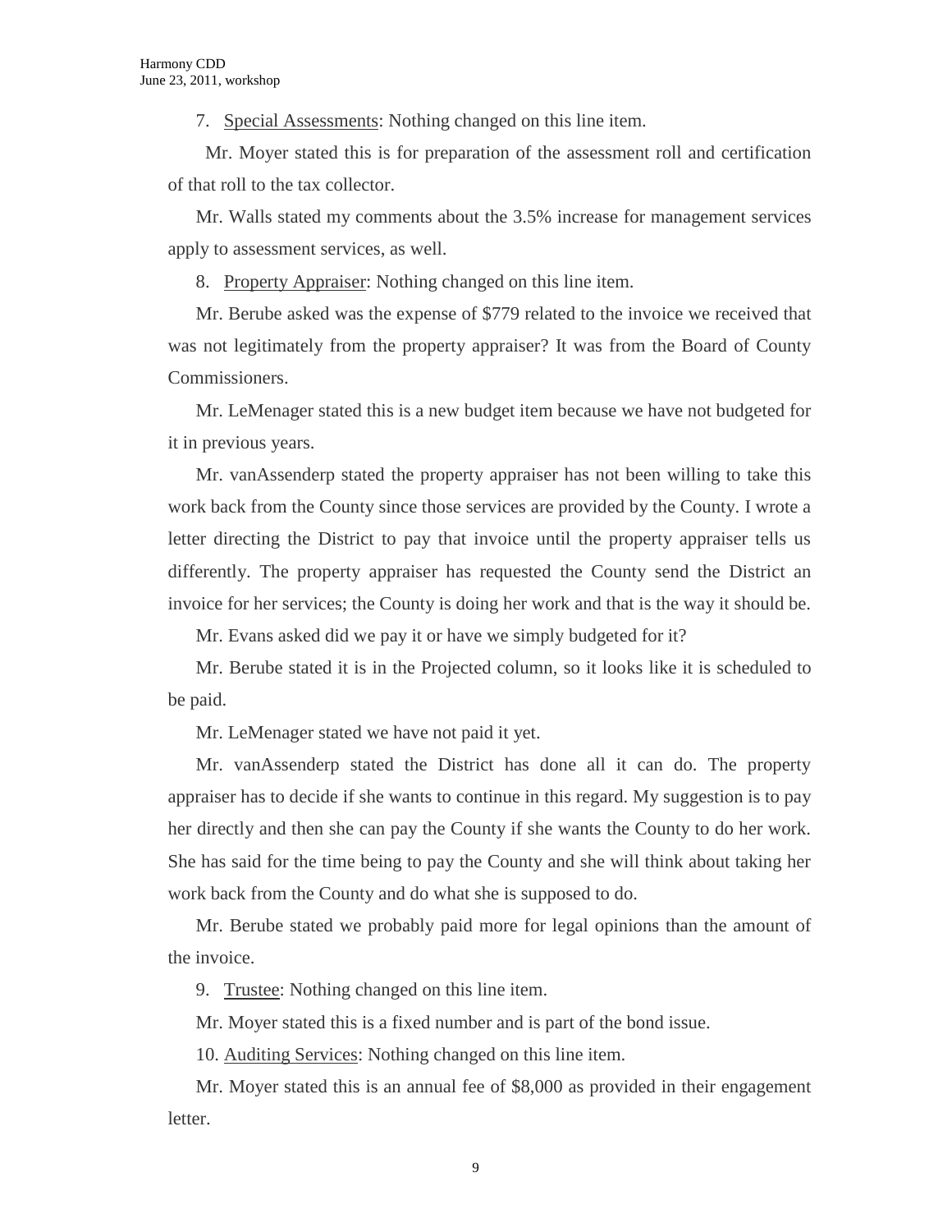7. <u>Special Assessments</u>: Nothing changed on this line item.

Mr. Moyer stated this is for preparation of the assessment roll and certification of that roll to the tax collector.

Mr. Walls stated my comments about the 3.5% increase for management services apply to assessment services, as well.

8. <u>Property Appraiser</u>: Nothing changed on this line item.

Mr. Berube asked was the expense of $779 related to the invoice we received that was not legitimately from the property appraiser? It was from the Board of County Commissioners.

Mr. LeMenager stated this is a new budget item because we have not budgeted for it in previous years.

Mr. vanAssenderp stated the property appraiser has not been willing to take this work back from the County since those services are provided by the County. I wrote a letter directing the District to pay that invoice until the property appraiser tells us differently. The property appraiser has requested the County send the District an invoice for her services; the County is doing her work and that is the way it should be.

Mr. Evans asked did we pay it or have we simply budgeted for it?

Mr. Berube stated it is in the Projected column, so it looks like it is scheduled to be paid.

Mr. LeMenager stated we have not paid it yet.

Mr. vanAssenderp stated the District has done all it can do. The property appraiser has to decide if she wants to continue in this regard. My suggestion is to pay her directly and then she can pay the County if she wants the County to do her work. She has said for the time being to pay the County and she will think about taking her work back from the County and do what she is supposed to do.

Mr. Berube stated we probably paid more for legal opinions than the amount of the invoice.

9. <u>Trustee</u>: Nothing changed on this line item.

Mr. Moyer stated this is a fixed number and is part of the bond issue.

10. <u>Auditing Services</u>: Nothing changed on this line item.

Mr. Moyer stated this is an annual fee of $8,000 as provided in their engagement letter.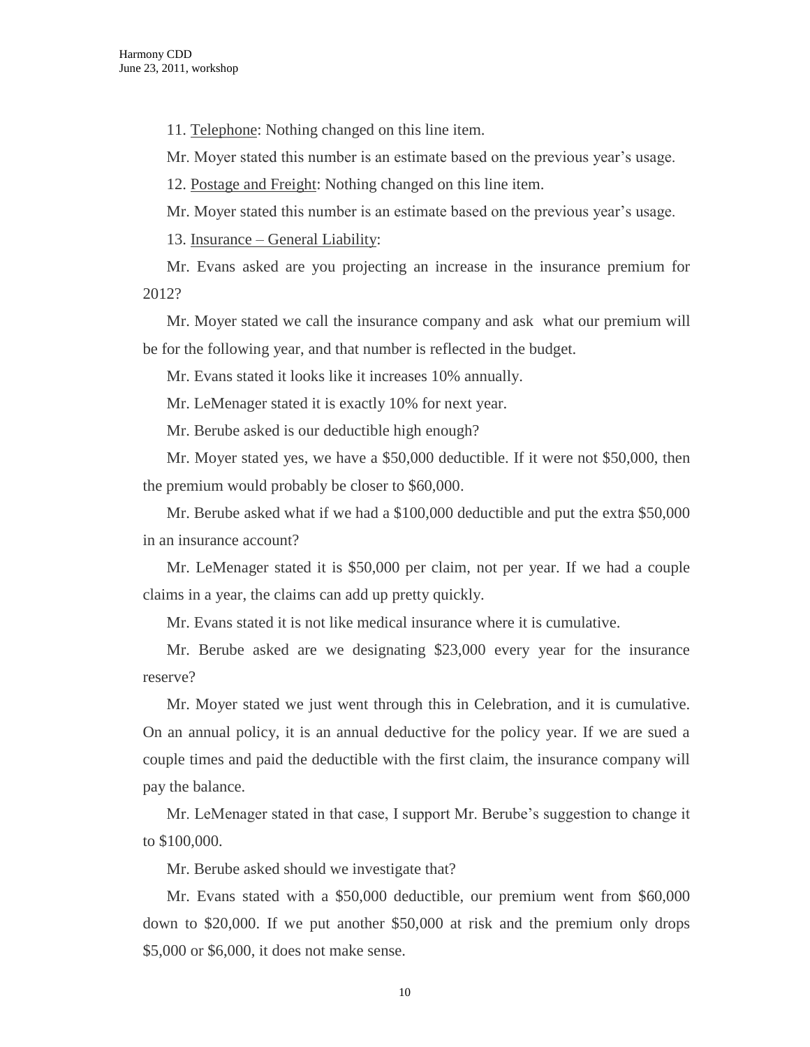11. <u>Telephone</u>: Nothing changed on this line item.

Mr. Moyer stated this number is an estimate based on the previous year's usage.

12. <u>Postage and Freight</u>: Nothing changed on this line item.

Mr. Moyer stated this number is an estimate based on the previous year's usage.

13. <u>Insurance – General Liability</u>:

Mr. Evans asked are you projecting an increase in the insurance premium for 2012?

Mr. Moyer stated we call the insurance company and ask what our premium will be for the following year, and that number is reflected in the budget.

Mr. Evans stated it looks like it increases 10% annually.

Mr. LeMenager stated it is exactly 10% for next year.

Mr. Berube asked is our deductible high enough?

Mr. Moyer stated yes, we have a $50,000 deductible. If it were not $50,000, then the premium would probably be closer to $60,000.

Mr. Berube asked what if we had a $100,000 deductible and put the extra $50,000 in an insurance account?

Mr. LeMenager stated it is $50,000 per claim, not per year. If we had a couple claims in a year, the claims can add up pretty quickly.

Mr. Evans stated it is not like medical insurance where it is cumulative.

Mr. Berube asked are we designating $23,000 every year for the insurance reserve?

Mr. Moyer stated we just went through this in Celebration, and it is cumulative. On an annual policy, it is an annual deductive for the policy year. If we are sued a couple times and paid the deductible with the first claim, the insurance company will pay the balance.

Mr. LeMenager stated in that case, I support Mr. Berube's suggestion to change it to $100,000.

Mr. Berube asked should we investigate that?

Mr. Evans stated with a $50,000 deductible, our premium went from $60,000 down to $20,000. If we put another $50,000 at risk and the premium only drops $5,000 or $6,000, it does not make sense.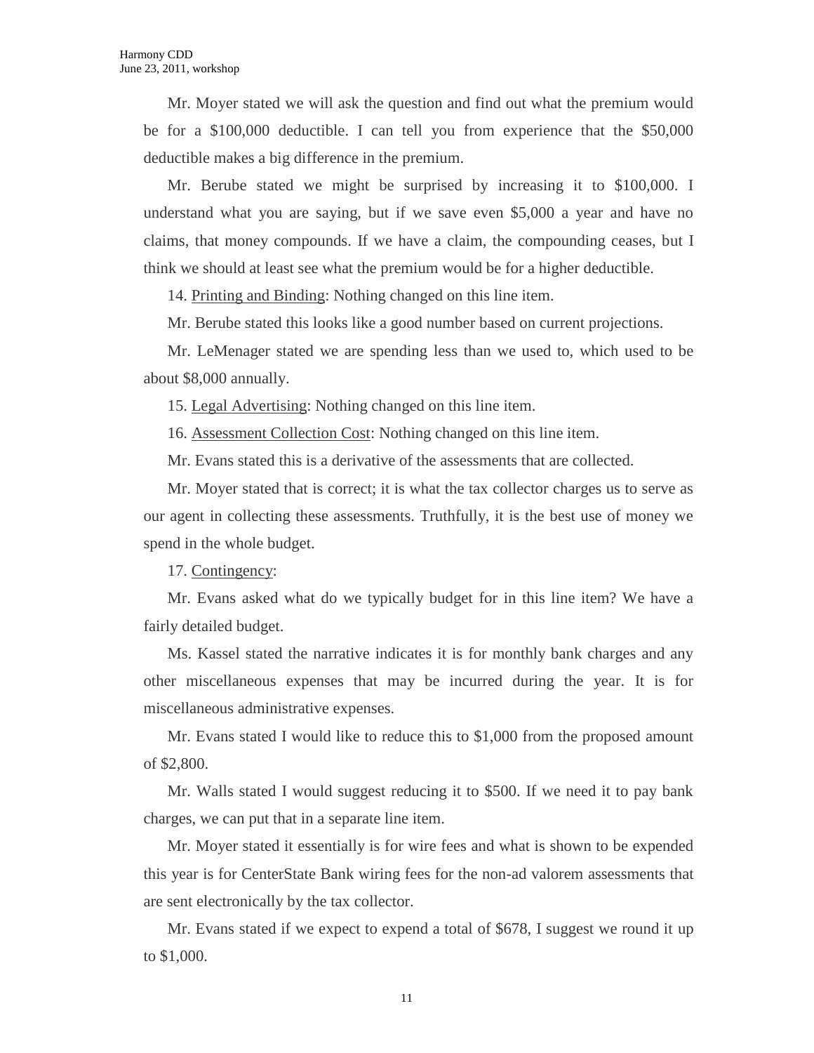Mr. Moyer stated we will ask the question and find out what the premium would be for a $100,000 deductible. I can tell you from experience that the $50,000 deductible makes a big difference in the premium.

Mr. Berube stated we might be surprised by increasing it to $100,000. I understand what you are saying, but if we save even $5,000 a year and have no claims, that money compounds. If we have a claim, the compounding ceases, but I think we should at least see what the premium would be for a higher deductible.

14. <u>Printing and Binding</u>: Nothing changed on this line item.

Mr. Berube stated this looks like a good number based on current projections.

Mr. LeMenager stated we are spending less than we used to, which used to be about $8,000 annually.

15. <u>Legal Advertising</u>: Nothing changed on this line item.

16. <u>Assessment Collection Cost</u>: Nothing changed on this line item.

Mr. Evans stated this is a derivative of the assessments that are collected.

Mr. Moyer stated that is correct; it is what the tax collector charges us to serve as our agent in collecting these assessments. Truthfully, it is the best use of money we spend in the whole budget.

17. <u>Contingency</u>:

Mr. Evans asked what do we typically budget for in this line item? We have a fairly detailed budget.

Ms. Kassel stated the narrative indicates it is for monthly bank charges and any other miscellaneous expenses that may be incurred during the year. It is for miscellaneous administrative expenses.

Mr. Evans stated I would like to reduce this to $1,000 from the proposed amount of $2,800.

Mr. Walls stated I would suggest reducing it to $500. If we need it to pay bank charges, we can put that in a separate line item.

Mr. Moyer stated it essentially is for wire fees and what is shown to be expended this year is for CenterState Bank wiring fees for the non-ad valorem assessments that are sent electronically by the tax collector.

Mr. Evans stated if we expect to expend a total of $678, I suggest we round it up to $1,000.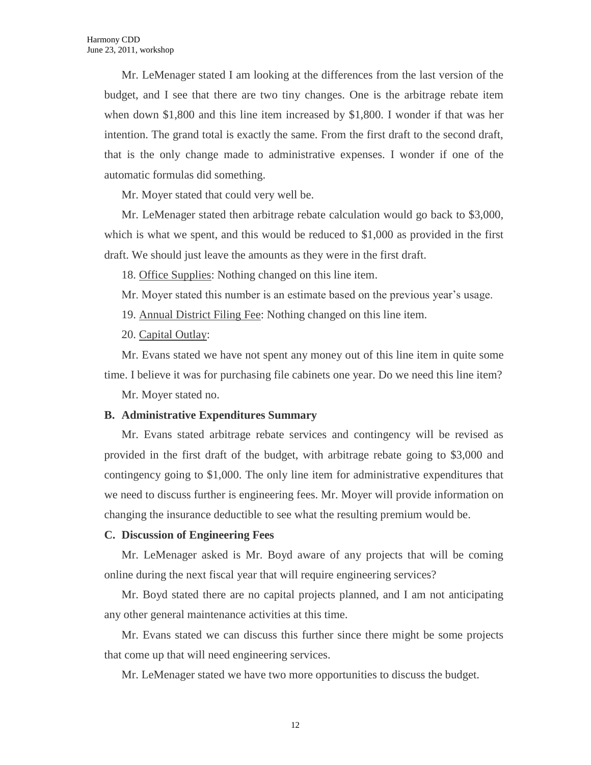Mr. LeMenager stated I am looking at the differences from the last version of the budget, and I see that there are two tiny changes. One is the arbitrage rebate item when down $1,800 and this line item increased by $1,800. I wonder if that was her intention. The grand total is exactly the same. From the first draft to the second draft, that is the only change made to administrative expenses. I wonder if one of the automatic formulas did something.

Mr. Moyer stated that could very well be.

Mr. LeMenager stated then arbitrage rebate calculation would go back to $3,000, which is what we spent, and this would be reduced to $1,000 as provided in the first draft. We should just leave the amounts as they were in the first draft.

18. Office Supplies: Nothing changed on this line item.

Mr. Moyer stated this number is an estimate based on the previous year's usage.

19. Annual District Filing Fee: Nothing changed on this line item.

20. Capital Outlay:

Mr. Evans stated we have not spent any money out of this line item in quite some time. I believe it was for purchasing file cabinets one year. Do we need this line item?

Mr. Moyer stated no.

**B. Administrative Expenditures Summary**

Mr. Evans stated arbitrage rebate services and contingency will be revised as provided in the first draft of the budget, with arbitrage rebate going to $3,000 and contingency going to $1,000. The only line item for administrative expenditures that we need to discuss further is engineering fees. Mr. Moyer will provide information on changing the insurance deductible to see what the resulting premium would be.

**C. Discussion of Engineering Fees**

Mr. LeMenager asked is Mr. Boyd aware of any projects that will be coming online during the next fiscal year that will require engineering services?

Mr. Boyd stated there are no capital projects planned, and I am not anticipating any other general maintenance activities at this time.

Mr. Evans stated we can discuss this further since there might be some projects that come up that will need engineering services.

Mr. LeMenager stated we have two more opportunities to discuss the budget.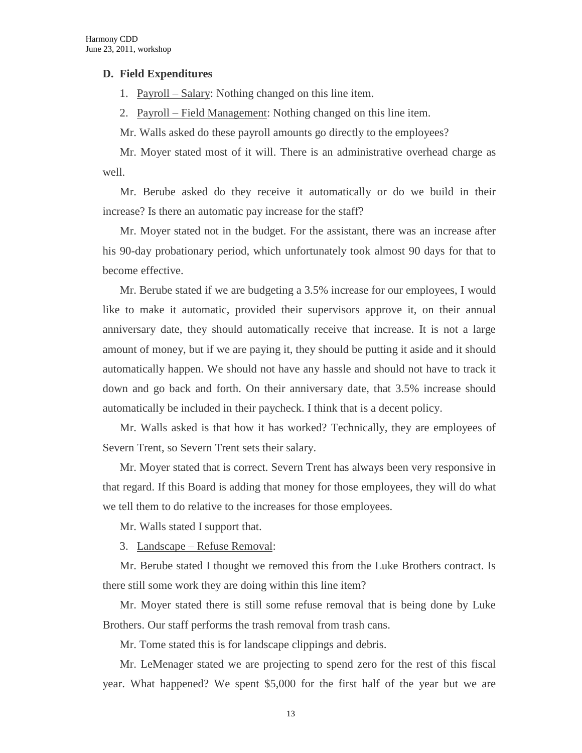### D. Field Expenditures

1. Payroll – Salary: Nothing changed on this line item.

2. Payroll – Field Management: Nothing changed on this line item.

Mr. Walls asked do these payroll amounts go directly to the employees?

Mr. Moyer stated most of it will. There is an administrative overhead charge as well.

Mr. Berube asked do they receive it automatically or do we build in their increase? Is there an automatic pay increase for the staff?

Mr. Moyer stated not in the budget. For the assistant, there was an increase after his 90-day probationary period, which unfortunately took almost 90 days for that to become effective.

Mr. Berube stated if we are budgeting a 3.5% increase for our employees, I would like to make it automatic, provided their supervisors approve it, on their annual anniversary date, they should automatically receive that increase. It is not a large amount of money, but if we are paying it, they should be putting it aside and it should automatically happen. We should not have any hassle and should not have to track it down and go back and forth. On their anniversary date, that 3.5% increase should automatically be included in their paycheck. I think that is a decent policy.

Mr. Walls asked is that how it has worked? Technically, they are employees of Severn Trent, so Severn Trent sets their salary.

Mr. Moyer stated that is correct. Severn Trent has always been very responsive in that regard. If this Board is adding that money for those employees, they will do what we tell them to do relative to the increases for those employees.

Mr. Walls stated I support that.

3. Landscape – Refuse Removal:

Mr. Berube stated I thought we removed this from the Luke Brothers contract. Is there still some work they are doing within this line item?

Mr. Moyer stated there is still some refuse removal that is being done by Luke Brothers. Our staff performs the trash removal from trash cans.

Mr. Tome stated this is for landscape clippings and debris.

Mr. LeMenager stated we are projecting to spend zero for the rest of this fiscal year. What happened? We spent $5,000 for the first half of the year but we are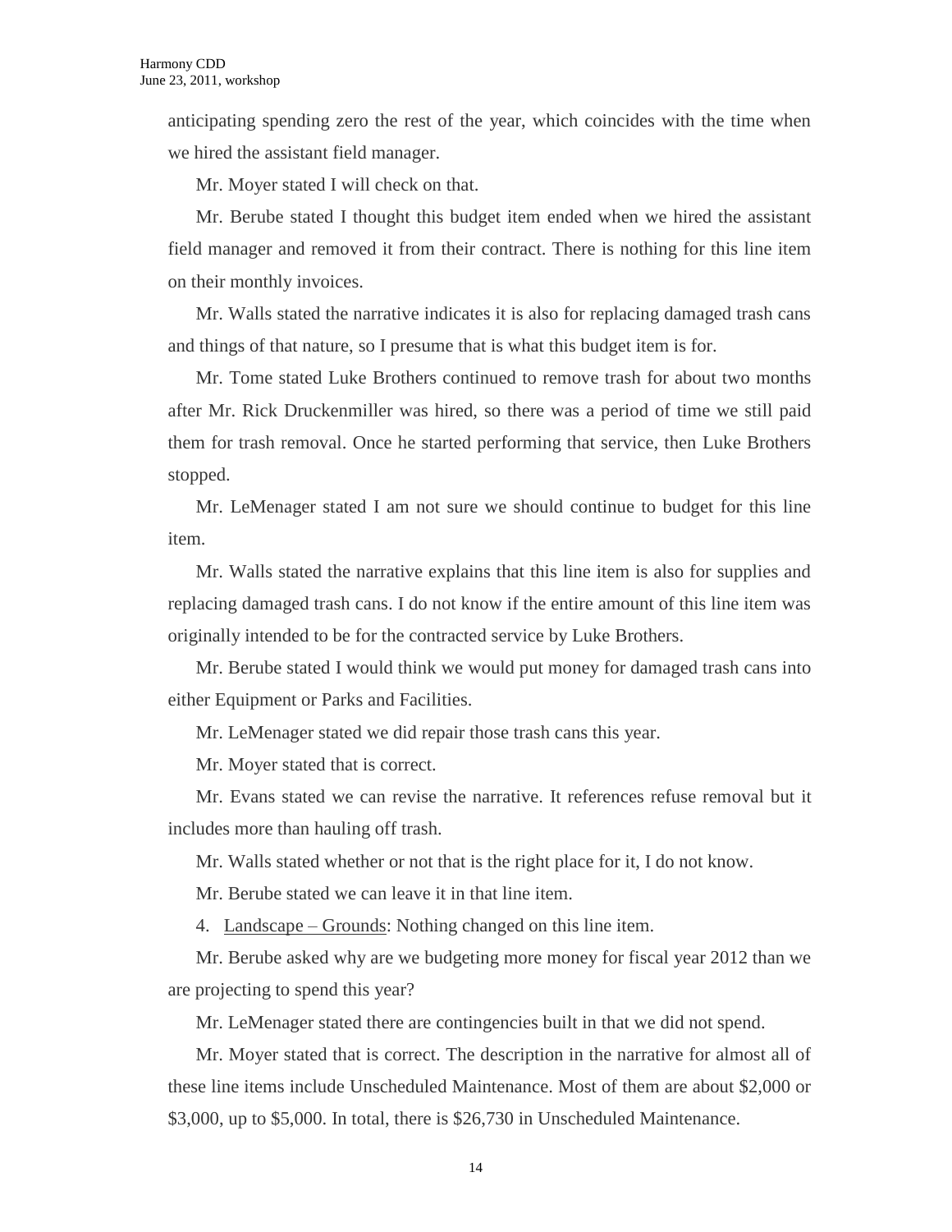anticipating spending zero the rest of the year, which coincides with the time when we hired the assistant field manager.

Mr. Moyer stated I will check on that.

Mr. Berube stated I thought this budget item ended when we hired the assistant field manager and removed it from their contract. There is nothing for this line item on their monthly invoices.

Mr. Walls stated the narrative indicates it is also for replacing damaged trash cans and things of that nature, so I presume that is what this budget item is for.

Mr. Tome stated Luke Brothers continued to remove trash for about two months after Mr. Rick Druckenmiller was hired, so there was a period of time we still paid them for trash removal. Once he started performing that service, then Luke Brothers stopped.

Mr. LeMenager stated I am not sure we should continue to budget for this line item.

Mr. Walls stated the narrative explains that this line item is also for supplies and replacing damaged trash cans. I do not know if the entire amount of this line item was originally intended to be for the contracted service by Luke Brothers.

Mr. Berube stated I would think we would put money for damaged trash cans into either Equipment or Parks and Facilities.

Mr. LeMenager stated we did repair those trash cans this year.

Mr. Moyer stated that is correct.

Mr. Evans stated we can revise the narrative. It references refuse removal but it includes more than hauling off trash.

Mr. Walls stated whether or not that is the right place for it, I do not know.

Mr. Berube stated we can leave it in that line item.

4. <u>Landscape – Grounds</u>: Nothing changed on this line item.

Mr. Berube asked why are we budgeting more money for fiscal year 2012 than we are projecting to spend this year?

Mr. LeMenager stated there are contingencies built in that we did not spend.

Mr. Moyer stated that is correct. The description in the narrative for almost all of these line items include Unscheduled Maintenance. Most of them are about $2,000 or $3,000, up to $5,000. In total, there is $26,730 in Unscheduled Maintenance.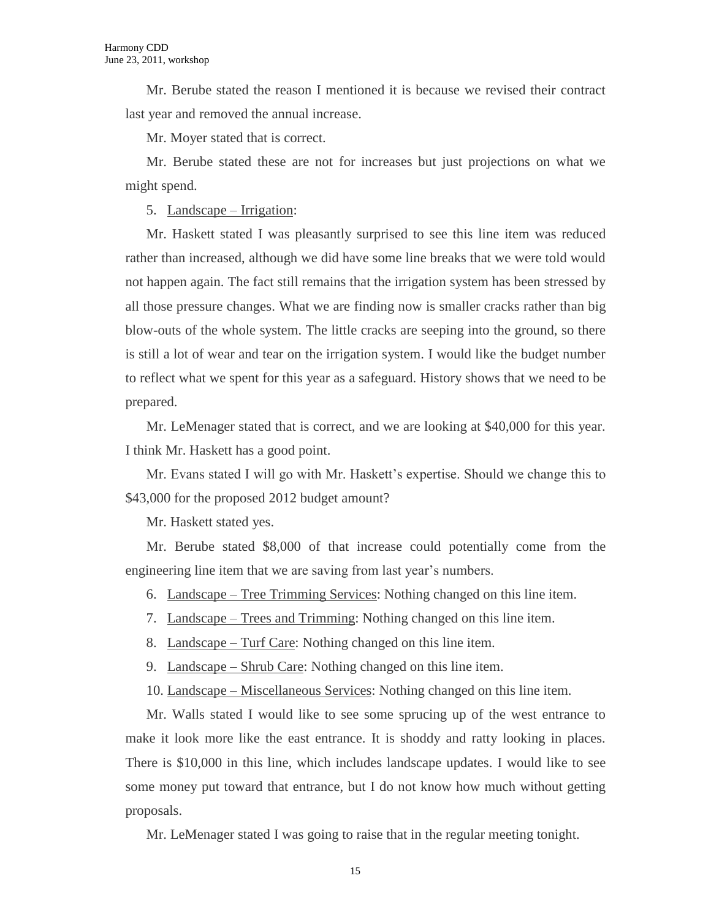Mr. Berube stated the reason I mentioned it is because we revised their contract last year and removed the annual increase.

Mr. Moyer stated that is correct.

Mr. Berube stated these are not for increases but just projections on what we might spend.

5. <u>Landscape – Irrigation</u>:

Mr. Haskett stated I was pleasantly surprised to see this line item was reduced rather than increased, although we did have some line breaks that we were told would not happen again. The fact still remains that the irrigation system has been stressed by all those pressure changes. What we are finding now is smaller cracks rather than big blow-outs of the whole system. The little cracks are seeping into the ground, so there is still a lot of wear and tear on the irrigation system. I would like the budget number to reflect what we spent for this year as a safeguard. History shows that we need to be prepared.

Mr. LeMenager stated that is correct, and we are looking at $40,000 for this year. I think Mr. Haskett has a good point.

Mr. Evans stated I will go with Mr. Haskett's expertise. Should we change this to $43,000 for the proposed 2012 budget amount?

Mr. Haskett stated yes.

Mr. Berube stated $8,000 of that increase could potentially come from the engineering line item that we are saving from last year's numbers.

6. <u>Landscape – Tree Trimming Services</u>: Nothing changed on this line item.
7. <u>Landscape – Trees and Trimming</u>: Nothing changed on this line item.
8. <u>Landscape – Turf Care</u>: Nothing changed on this line item.
9. <u>Landscape – Shrub Care</u>: Nothing changed on this line item.
10. <u>Landscape – Miscellaneous Services</u>: Nothing changed on this line item.

Mr. Walls stated I would like to see some sprucing up of the west entrance to make it look more like the east entrance. It is shoddy and ratty looking in places. There is $10,000 in this line, which includes landscape updates. I would like to see some money put toward that entrance, but I do not know how much without getting proposals.

Mr. LeMenager stated I was going to raise that in the regular meeting tonight.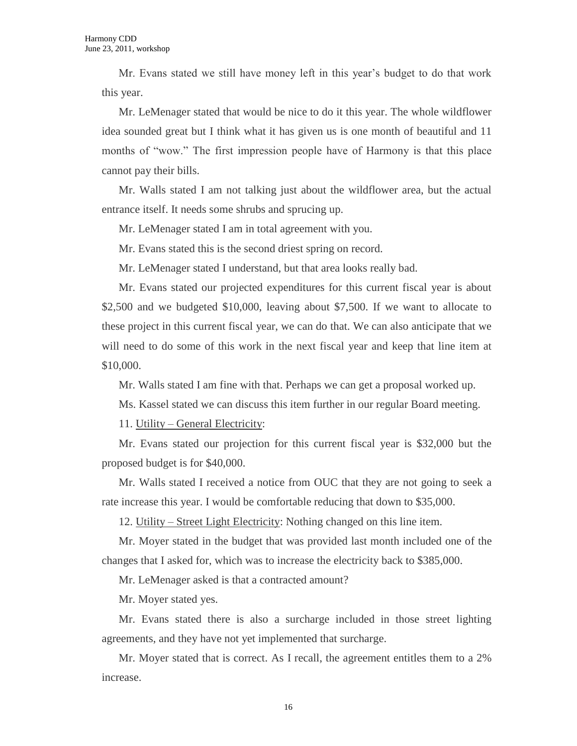Mr. Evans stated we still have money left in this year's budget to do that work this year.

Mr. LeMenager stated that would be nice to do it this year. The whole wildflower idea sounded great but I think what it has given us is one month of beautiful and 11 months of "wow." The first impression people have of Harmony is that this place cannot pay their bills.

Mr. Walls stated I am not talking just about the wildflower area, but the actual entrance itself. It needs some shrubs and sprucing up.

Mr. LeMenager stated I am in total agreement with you.

Mr. Evans stated this is the second driest spring on record.

Mr. LeMenager stated I understand, but that area looks really bad.

Mr. Evans stated our projected expenditures for this current fiscal year is about \$2,500 and we budgeted \$10,000, leaving about \$7,500. If we want to allocate to these project in this current fiscal year, we can do that. We can also anticipate that we will need to do some of this work in the next fiscal year and keep that line item at \$10,000.

Mr. Walls stated I am fine with that. Perhaps we can get a proposal worked up.

Ms. Kassel stated we can discuss this item further in our regular Board meeting.

11. Utility – General Electricity:

Mr. Evans stated our projection for this current fiscal year is \$32,000 but the proposed budget is for \$40,000.

Mr. Walls stated I received a notice from OUC that they are not going to seek a rate increase this year. I would be comfortable reducing that down to \$35,000.

12. Utility – Street Light Electricity: Nothing changed on this line item.

Mr. Moyer stated in the budget that was provided last month included one of the changes that I asked for, which was to increase the electricity back to \$385,000.

Mr. LeMenager asked is that a contracted amount?

Mr. Moyer stated yes.

Mr. Evans stated there is also a surcharge included in those street lighting agreements, and they have not yet implemented that surcharge.

Mr. Moyer stated that is correct. As I recall, the agreement entitles them to a 2% increase.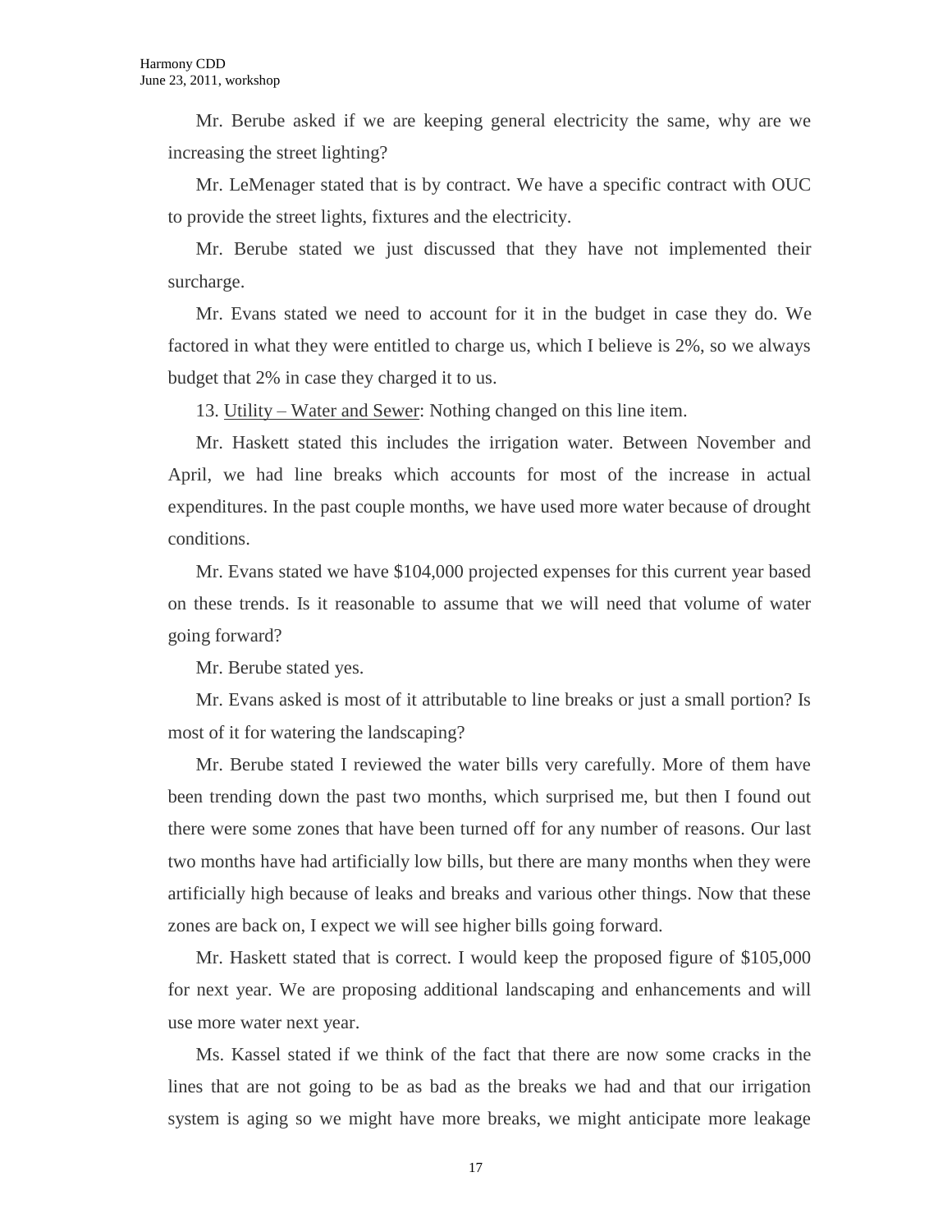Mr. Berube asked if we are keeping general electricity the same, why are we increasing the street lighting?

Mr. LeMenager stated that is by contract. We have a specific contract with OUC to provide the street lights, fixtures and the electricity.

Mr. Berube stated we just discussed that they have not implemented their surcharge.

Mr. Evans stated we need to account for it in the budget in case they do. We factored in what they were entitled to charge us, which I believe is 2%, so we always budget that 2% in case they charged it to us.

13. Utility – Water and Sewer: Nothing changed on this line item.

Mr. Haskett stated this includes the irrigation water. Between November and April, we had line breaks which accounts for most of the increase in actual expenditures. In the past couple months, we have used more water because of drought conditions.

Mr. Evans stated we have \$104,000 projected expenses for this current year based on these trends. Is it reasonable to assume that we will need that volume of water going forward?

Mr. Berube stated yes.

Mr. Evans asked is most of it attributable to line breaks or just a small portion? Is most of it for watering the landscaping?

Mr. Berube stated I reviewed the water bills very carefully. More of them have been trending down the past two months, which surprised me, but then I found out there were some zones that have been turned off for any number of reasons. Our last two months have had artificially low bills, but there are many months when they were artificially high because of leaks and breaks and various other things. Now that these zones are back on, I expect we will see higher bills going forward.

Mr. Haskett stated that is correct. I would keep the proposed figure of \$105,000 for next year. We are proposing additional landscaping and enhancements and will use more water next year.

Ms. Kassel stated if we think of the fact that there are now some cracks in the lines that are not going to be as bad as the breaks we had and that our irrigation system is aging so we might have more breaks, we might anticipate more leakage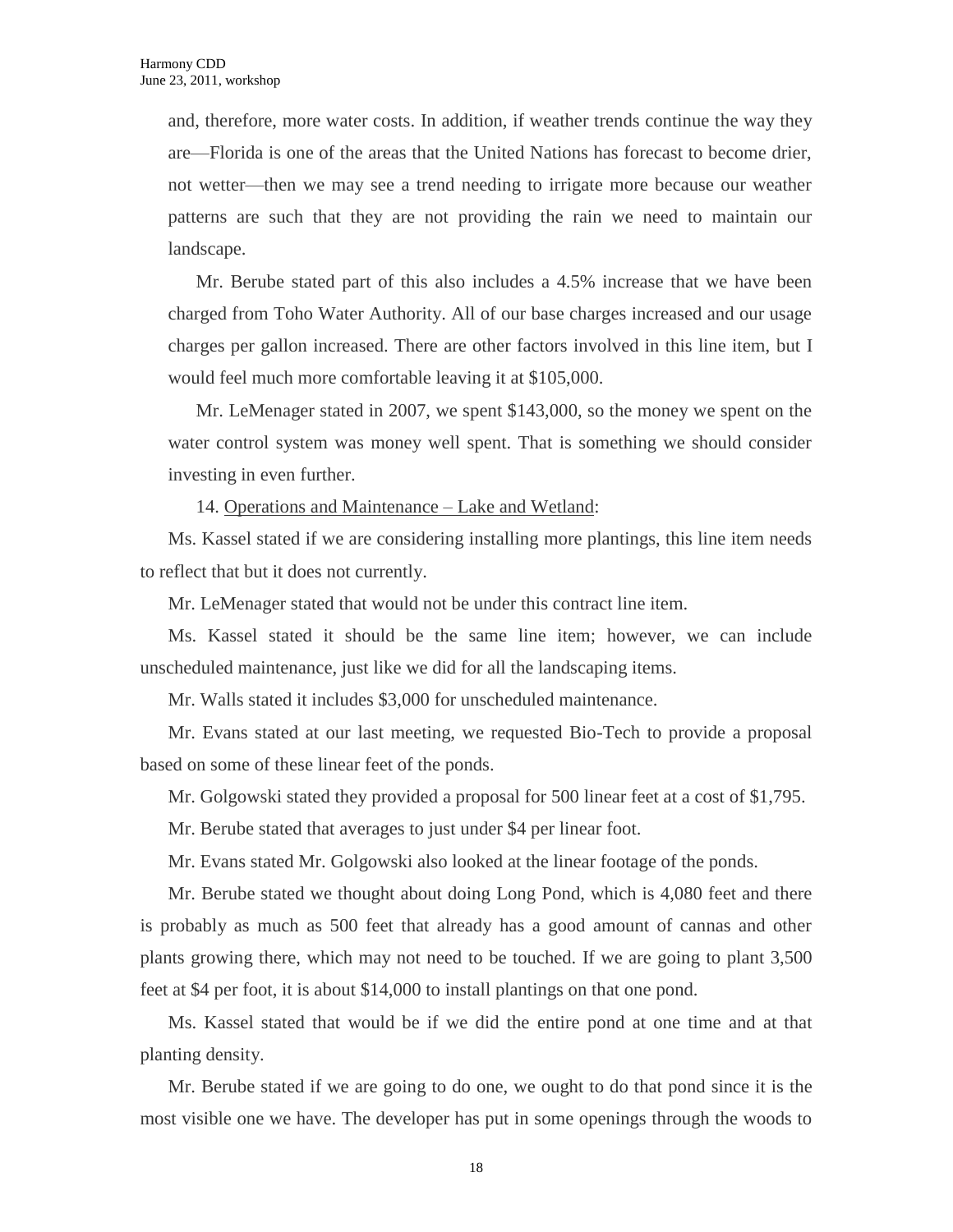and, therefore, more water costs. In addition, if weather trends continue the way they are—Florida is one of the areas that the United Nations has forecast to become drier, not wetter—then we may see a trend needing to irrigate more because our weather patterns are such that they are not providing the rain we need to maintain our landscape.

Mr. Berube stated part of this also includes a 4.5% increase that we have been charged from Toho Water Authority. All of our base charges increased and our usage charges per gallon increased. There are other factors involved in this line item, but I would feel much more comfortable leaving it at $105,000.

Mr. LeMenager stated in 2007, we spent $143,000, so the money we spent on the water control system was money well spent. That is something we should consider investing in even further.

14. <u>Operations and Maintenance – Lake and Wetland</u>:

Ms. Kassel stated if we are considering installing more plantings, this line item needs to reflect that but it does not currently.

Mr. LeMenager stated that would not be under this contract line item.

Ms. Kassel stated it should be the same line item; however, we can include unscheduled maintenance, just like we did for all the landscaping items.

Mr. Walls stated it includes $3,000 for unscheduled maintenance.

Mr. Evans stated at our last meeting, we requested Bio-Tech to provide a proposal based on some of these linear feet of the ponds.

Mr. Golgowski stated they provided a proposal for 500 linear feet at a cost of $1,795.

Mr. Berube stated that averages to just under $4 per linear foot.

Mr. Evans stated Mr. Golgowski also looked at the linear footage of the ponds.

Mr. Berube stated we thought about doing Long Pond, which is 4,080 feet and there is probably as much as 500 feet that already has a good amount of cannas and other plants growing there, which may not need to be touched. If we are going to plant 3,500 feet at $4 per foot, it is about $14,000 to install plantings on that one pond.

Ms. Kassel stated that would be if we did the entire pond at one time and at that planting density.

Mr. Berube stated if we are going to do one, we ought to do that pond since it is the most visible one we have. The developer has put in some openings through the woods to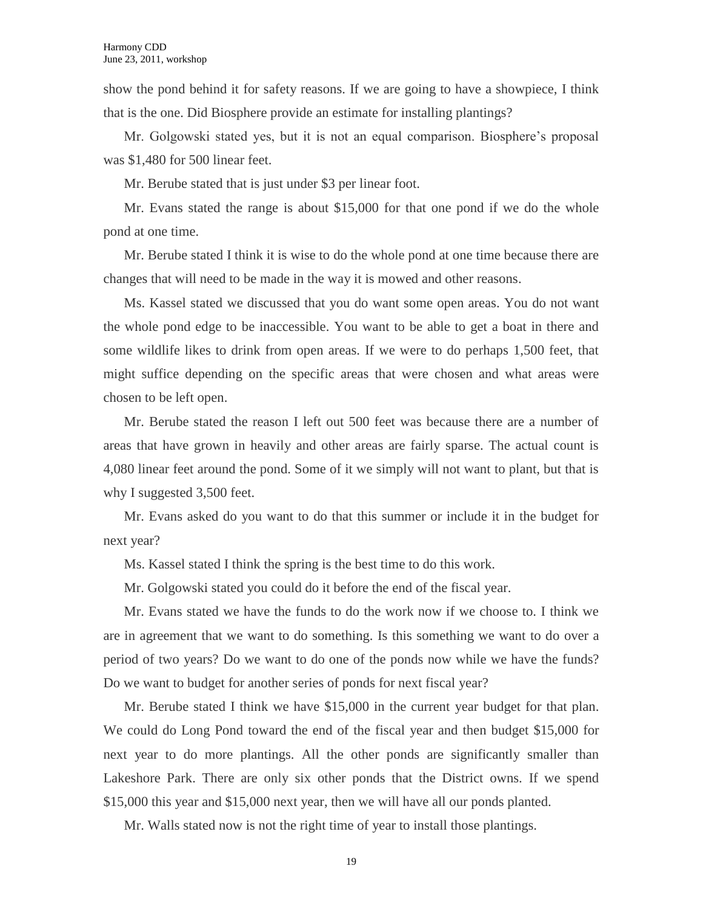show the pond behind it for safety reasons. If we are going to have a showpiece, I think that is the one. Did Biosphere provide an estimate for installing plantings?

Mr. Golgowski stated yes, but it is not an equal comparison. Biosphere's proposal was $1,480 for 500 linear feet.

Mr. Berube stated that is just under $3 per linear foot.

Mr. Evans stated the range is about $15,000 for that one pond if we do the whole pond at one time.

Mr. Berube stated I think it is wise to do the whole pond at one time because there are changes that will need to be made in the way it is mowed and other reasons.

Ms. Kassel stated we discussed that you do want some open areas. You do not want the whole pond edge to be inaccessible. You want to be able to get a boat in there and some wildlife likes to drink from open areas. If we were to do perhaps 1,500 feet, that might suffice depending on the specific areas that were chosen and what areas were chosen to be left open.

Mr. Berube stated the reason I left out 500 feet was because there are a number of areas that have grown in heavily and other areas are fairly sparse. The actual count is 4,080 linear feet around the pond. Some of it we simply will not want to plant, but that is why I suggested 3,500 feet.

Mr. Evans asked do you want to do that this summer or include it in the budget for next year?

Ms. Kassel stated I think the spring is the best time to do this work.

Mr. Golgowski stated you could do it before the end of the fiscal year.

Mr. Evans stated we have the funds to do the work now if we choose to. I think we are in agreement that we want to do something. Is this something we want to do over a period of two years? Do we want to do one of the ponds now while we have the funds? Do we want to budget for another series of ponds for next fiscal year?

Mr. Berube stated I think we have $15,000 in the current year budget for that plan. We could do Long Pond toward the end of the fiscal year and then budget $15,000 for next year to do more plantings. All the other ponds are significantly smaller than Lakeshore Park. There are only six other ponds that the District owns. If we spend $15,000 this year and $15,000 next year, then we will have all our ponds planted.

Mr. Walls stated now is not the right time of year to install those plantings.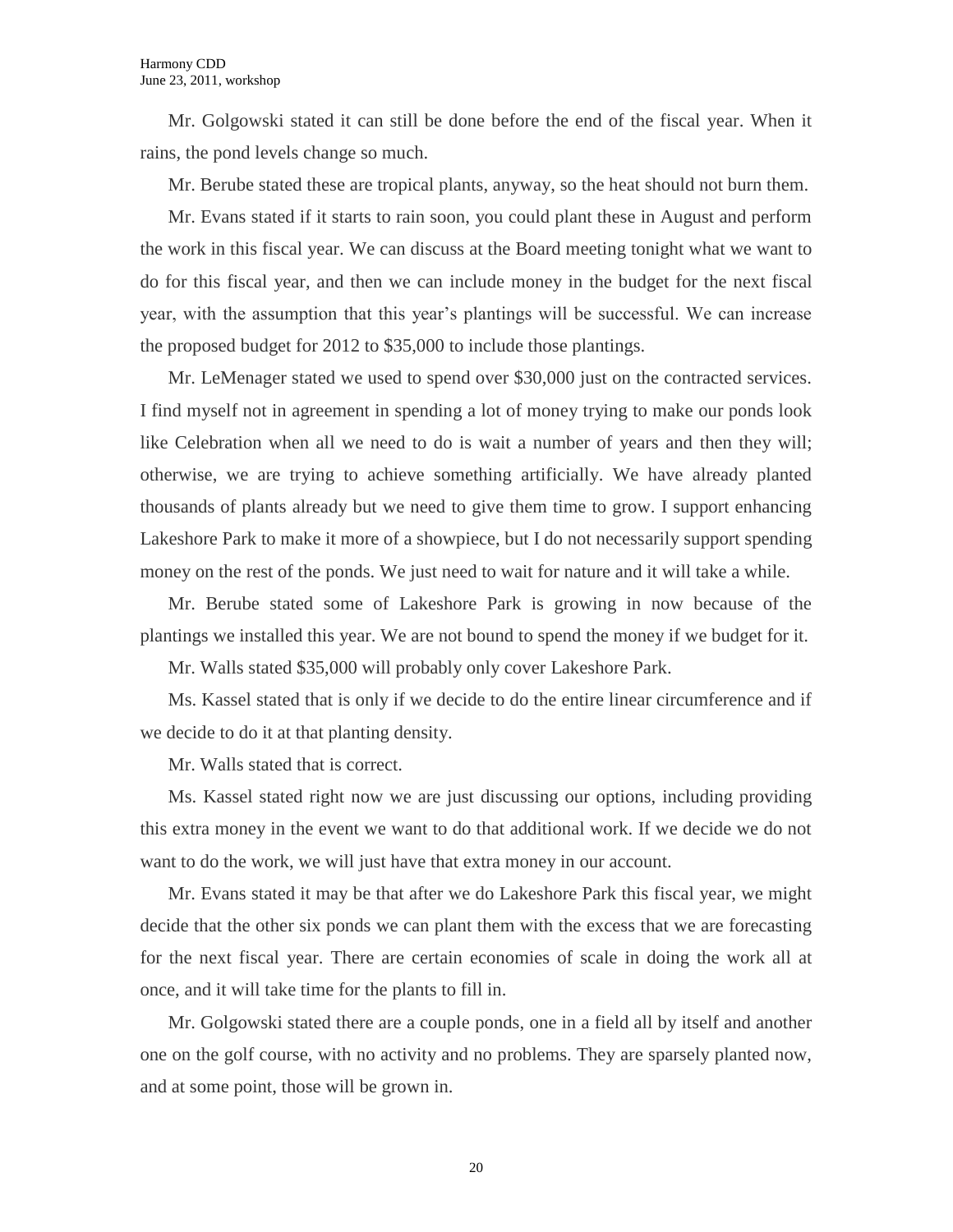Mr. Golgowski stated it can still be done before the end of the fiscal year. When it rains, the pond levels change so much.

Mr. Berube stated these are tropical plants, anyway, so the heat should not burn them.

Mr. Evans stated if it starts to rain soon, you could plant these in August and perform the work in this fiscal year. We can discuss at the Board meeting tonight what we want to do for this fiscal year, and then we can include money in the budget for the next fiscal year, with the assumption that this year's plantings will be successful. We can increase the proposed budget for 2012 to $35,000 to include those plantings.

Mr. LeMenager stated we used to spend over $30,000 just on the contracted services. I find myself not in agreement in spending a lot of money trying to make our ponds look like Celebration when all we need to do is wait a number of years and then they will; otherwise, we are trying to achieve something artificially. We have already planted thousands of plants already but we need to give them time to grow. I support enhancing Lakeshore Park to make it more of a showpiece, but I do not necessarily support spending money on the rest of the ponds. We just need to wait for nature and it will take a while.

Mr. Berube stated some of Lakeshore Park is growing in now because of the plantings we installed this year. We are not bound to spend the money if we budget for it.

Mr. Walls stated $35,000 will probably only cover Lakeshore Park.

Ms. Kassel stated that is only if we decide to do the entire linear circumference and if we decide to do it at that planting density.

Mr. Walls stated that is correct.

Ms. Kassel stated right now we are just discussing our options, including providing this extra money in the event we want to do that additional work. If we decide we do not want to do the work, we will just have that extra money in our account.

Mr. Evans stated it may be that after we do Lakeshore Park this fiscal year, we might decide that the other six ponds we can plant them with the excess that we are forecasting for the next fiscal year. There are certain economies of scale in doing the work all at once, and it will take time for the plants to fill in.

Mr. Golgowski stated there are a couple ponds, one in a field all by itself and another one on the golf course, with no activity and no problems. They are sparsely planted now, and at some point, those will be grown in.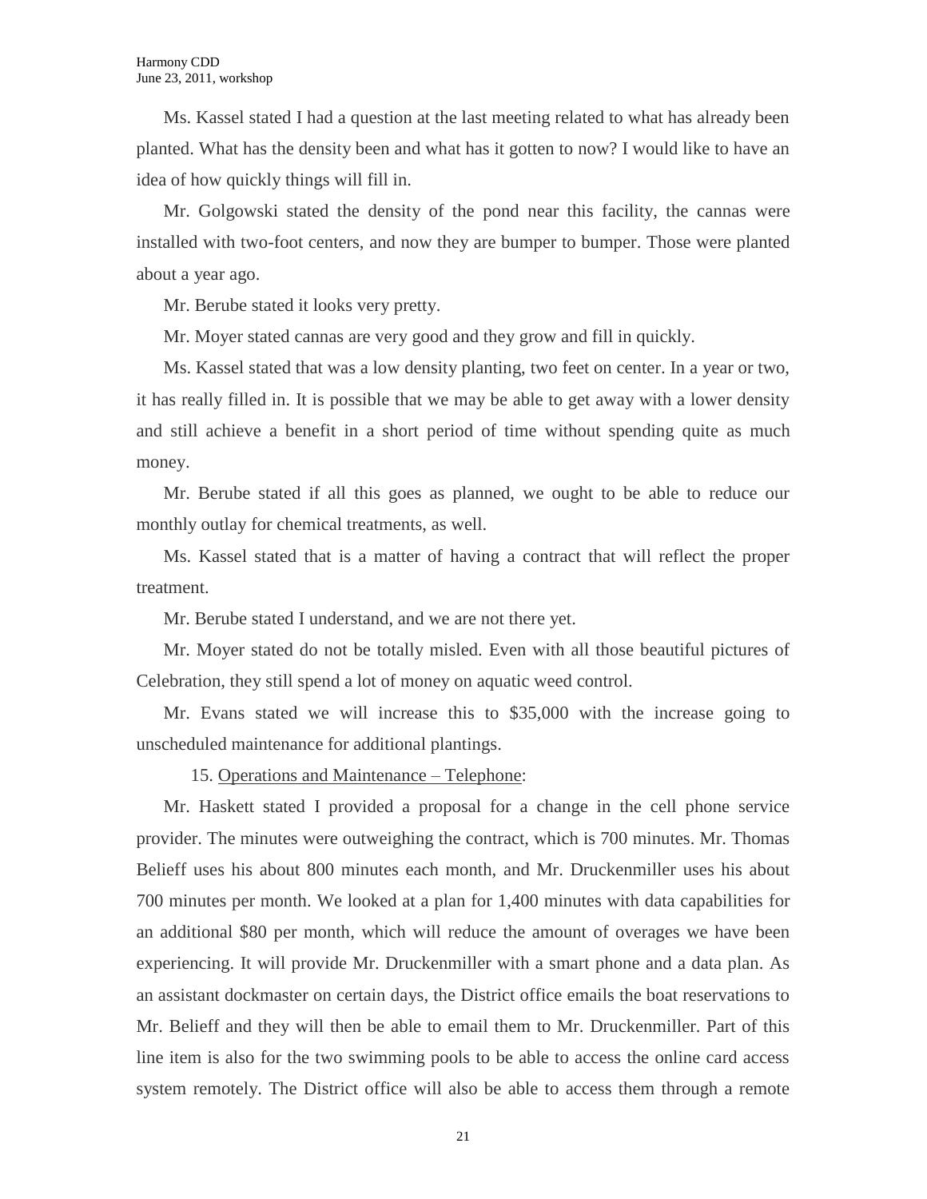Ms. Kassel stated I had a question at the last meeting related to what has already been planted. What has the density been and what has it gotten to now? I would like to have an idea of how quickly things will fill in.

Mr. Golgowski stated the density of the pond near this facility, the cannas were installed with two-foot centers, and now they are bumper to bumper. Those were planted about a year ago.

Mr. Berube stated it looks very pretty.

Mr. Moyer stated cannas are very good and they grow and fill in quickly.

Ms. Kassel stated that was a low density planting, two feet on center. In a year or two, it has really filled in. It is possible that we may be able to get away with a lower density and still achieve a benefit in a short period of time without spending quite as much money.

Mr. Berube stated if all this goes as planned, we ought to be able to reduce our monthly outlay for chemical treatments, as well.

Ms. Kassel stated that is a matter of having a contract that will reflect the proper treatment.

Mr. Berube stated I understand, and we are not there yet.

Mr. Moyer stated do not be totally misled. Even with all those beautiful pictures of Celebration, they still spend a lot of money on aquatic weed control.

Mr. Evans stated we will increase this to $35,000 with the increase going to unscheduled maintenance for additional plantings.

15. Operations and Maintenance – Telephone:

Mr. Haskett stated I provided a proposal for a change in the cell phone service provider. The minutes were outweighing the contract, which is 700 minutes. Mr. Thomas Belieff uses his about 800 minutes each month, and Mr. Druckenmiller uses his about 700 minutes per month. We looked at a plan for 1,400 minutes with data capabilities for an additional $80 per month, which will reduce the amount of overages we have been experiencing. It will provide Mr. Druckenmiller with a smart phone and a data plan. As an assistant dockmaster on certain days, the District office emails the boat reservations to Mr. Belieff and they will then be able to email them to Mr. Druckenmiller. Part of this line item is also for the two swimming pools to be able to access the online card access system remotely. The District office will also be able to access them through a remote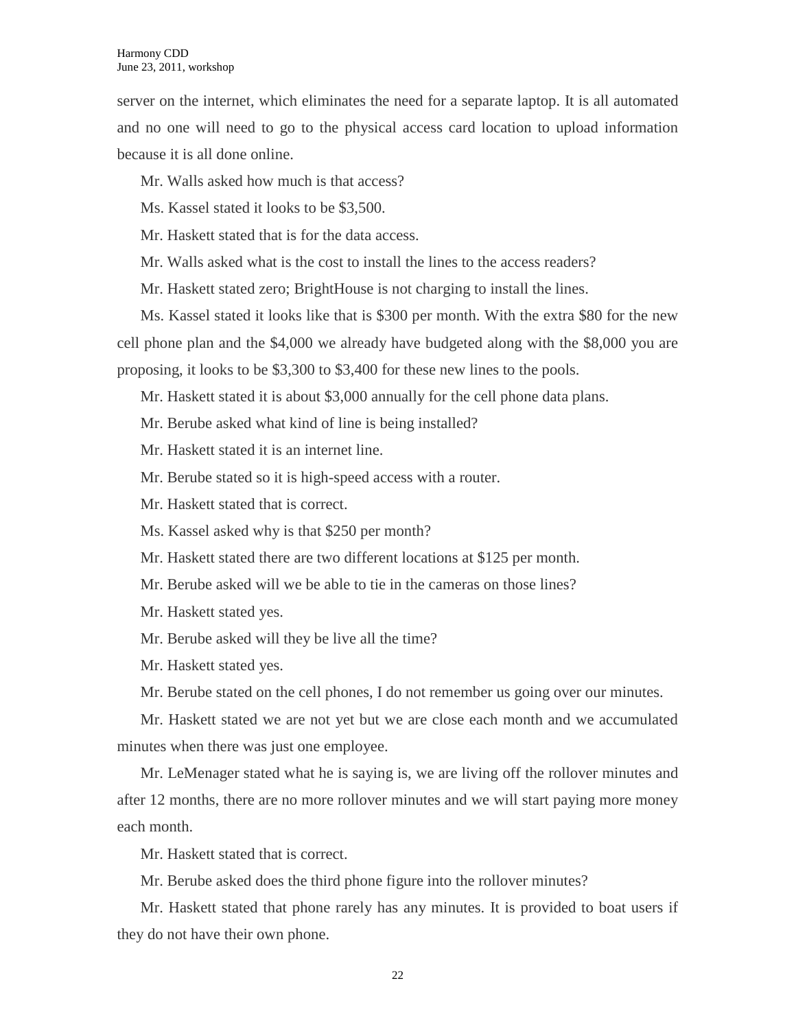server on the internet, which eliminates the need for a separate laptop. It is all automated and no one will need to go to the physical access card location to upload information because it is all done online.

Mr. Walls asked how much is that access?

Ms. Kassel stated it looks to be $3,500.

Mr. Haskett stated that is for the data access.

Mr. Walls asked what is the cost to install the lines to the access readers?

Mr. Haskett stated zero; BrightHouse is not charging to install the lines.

Ms. Kassel stated it looks like that is $300 per month. With the extra $80 for the new cell phone plan and the $4,000 we already have budgeted along with the $8,000 you are proposing, it looks to be $3,300 to $3,400 for these new lines to the pools.

Mr. Haskett stated it is about $3,000 annually for the cell phone data plans.

Mr. Berube asked what kind of line is being installed?

Mr. Haskett stated it is an internet line.

Mr. Berube stated so it is high-speed access with a router.

Mr. Haskett stated that is correct.

Ms. Kassel asked why is that $250 per month?

Mr. Haskett stated there are two different locations at $125 per month.

Mr. Berube asked will we be able to tie in the cameras on those lines?

Mr. Haskett stated yes.

Mr. Berube asked will they be live all the time?

Mr. Haskett stated yes.

Mr. Berube stated on the cell phones, I do not remember us going over our minutes.

Mr. Haskett stated we are not yet but we are close each month and we accumulated minutes when there was just one employee.

Mr. LeMenager stated what he is saying is, we are living off the rollover minutes and after 12 months, there are no more rollover minutes and we will start paying more money each month.

Mr. Haskett stated that is correct.

Mr. Berube asked does the third phone figure into the rollover minutes?

Mr. Haskett stated that phone rarely has any minutes. It is provided to boat users if they do not have their own phone.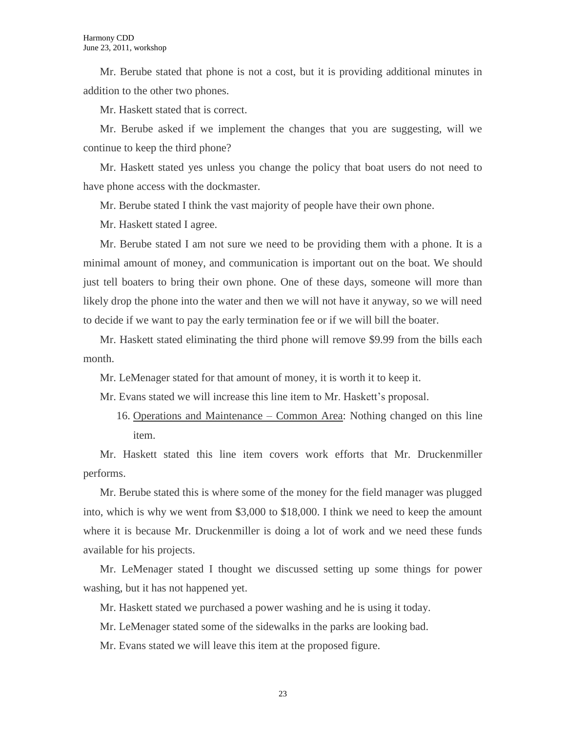Mr. Berube stated that phone is not a cost, but it is providing additional minutes in addition to the other two phones.

Mr. Haskett stated that is correct.

Mr. Berube asked if we implement the changes that you are suggesting, will we continue to keep the third phone?

Mr. Haskett stated yes unless you change the policy that boat users do not need to have phone access with the dockmaster.

Mr. Berube stated I think the vast majority of people have their own phone.

Mr. Haskett stated I agree.

Mr. Berube stated I am not sure we need to be providing them with a phone. It is a minimal amount of money, and communication is important out on the boat. We should just tell boaters to bring their own phone. One of these days, someone will more than likely drop the phone into the water and then we will not have it anyway, so we will need to decide if we want to pay the early termination fee or if we will bill the boater.

Mr. Haskett stated eliminating the third phone will remove $9.99 from the bills each month.

Mr. LeMenager stated for that amount of money, it is worth it to keep it.

Mr. Evans stated we will increase this line item to Mr. Haskett's proposal.

16. Operations and Maintenance – Common Area: Nothing changed on this line item.

Mr. Haskett stated this line item covers work efforts that Mr. Druckenmiller performs.

Mr. Berube stated this is where some of the money for the field manager was plugged into, which is why we went from $3,000 to $18,000. I think we need to keep the amount where it is because Mr. Druckenmiller is doing a lot of work and we need these funds available for his projects.

Mr. LeMenager stated I thought we discussed setting up some things for power washing, but it has not happened yet.

Mr. Haskett stated we purchased a power washing and he is using it today.

Mr. LeMenager stated some of the sidewalks in the parks are looking bad.

Mr. Evans stated we will leave this item at the proposed figure.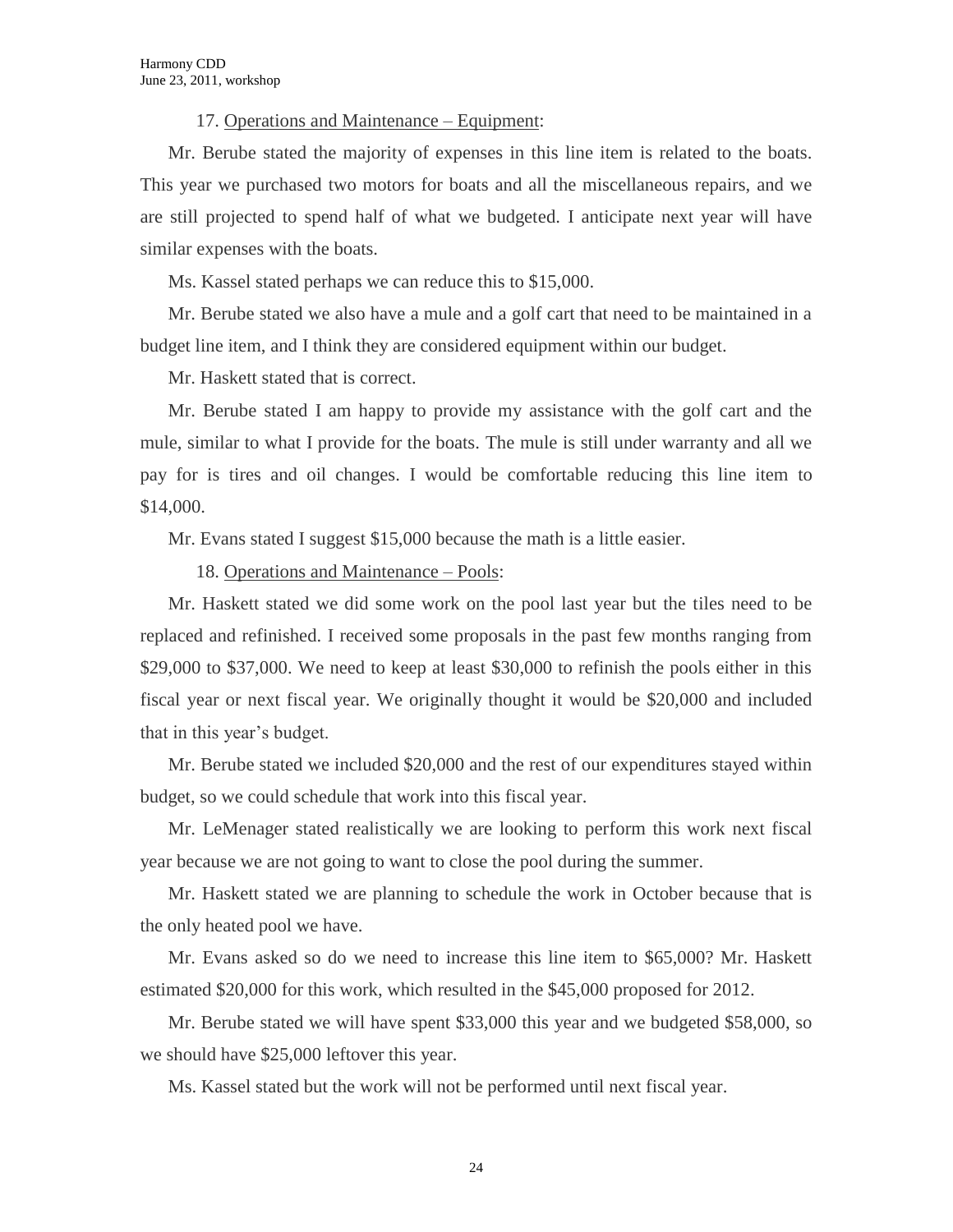17. Operations and Maintenance – Equipment:

Mr. Berube stated the majority of expenses in this line item is related to the boats. This year we purchased two motors for boats and all the miscellaneous repairs, and we are still projected to spend half of what we budgeted. I anticipate next year will have similar expenses with the boats.

Ms. Kassel stated perhaps we can reduce this to $15,000.

Mr. Berube stated we also have a mule and a golf cart that need to be maintained in a budget line item, and I think they are considered equipment within our budget.

Mr. Haskett stated that is correct.

Mr. Berube stated I am happy to provide my assistance with the golf cart and the mule, similar to what I provide for the boats. The mule is still under warranty and all we pay for is tires and oil changes. I would be comfortable reducing this line item to $14,000.

Mr. Evans stated I suggest $15,000 because the math is a little easier.

18. Operations and Maintenance – Pools:

Mr. Haskett stated we did some work on the pool last year but the tiles need to be replaced and refinished. I received some proposals in the past few months ranging from $29,000 to $37,000. We need to keep at least $30,000 to refinish the pools either in this fiscal year or next fiscal year. We originally thought it would be $20,000 and included that in this year's budget.

Mr. Berube stated we included $20,000 and the rest of our expenditures stayed within budget, so we could schedule that work into this fiscal year.

Mr. LeMenager stated realistically we are looking to perform this work next fiscal year because we are not going to want to close the pool during the summer.

Mr. Haskett stated we are planning to schedule the work in October because that is the only heated pool we have.

Mr. Evans asked so do we need to increase this line item to $65,000? Mr. Haskett estimated $20,000 for this work, which resulted in the $45,000 proposed for 2012.

Mr. Berube stated we will have spent $33,000 this year and we budgeted $58,000, so we should have $25,000 leftover this year.

Ms. Kassel stated but the work will not be performed until next fiscal year.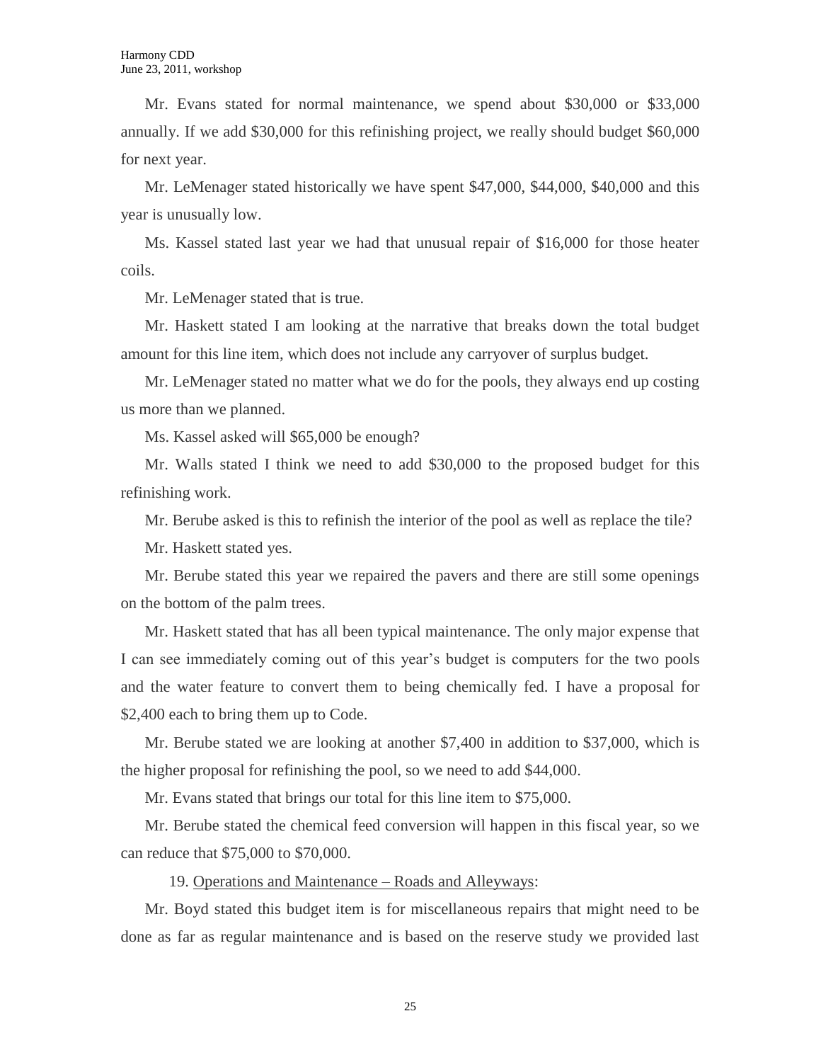Mr. Evans stated for normal maintenance, we spend about $30,000 or $33,000 annually. If we add $30,000 for this refinishing project, we really should budget $60,000 for next year.

Mr. LeMenager stated historically we have spent $47,000, $44,000, $40,000 and this year is unusually low.

Ms. Kassel stated last year we had that unusual repair of $16,000 for those heater coils.

Mr. LeMenager stated that is true.

Mr. Haskett stated I am looking at the narrative that breaks down the total budget amount for this line item, which does not include any carryover of surplus budget.

Mr. LeMenager stated no matter what we do for the pools, they always end up costing us more than we planned.

Ms. Kassel asked will $65,000 be enough?

Mr. Walls stated I think we need to add $30,000 to the proposed budget for this refinishing work.

Mr. Berube asked is this to refinish the interior of the pool as well as replace the tile?

Mr. Haskett stated yes.

Mr. Berube stated this year we repaired the pavers and there are still some openings on the bottom of the palm trees.

Mr. Haskett stated that has all been typical maintenance. The only major expense that I can see immediately coming out of this year's budget is computers for the two pools and the water feature to convert them to being chemically fed. I have a proposal for $2,400 each to bring them up to Code.

Mr. Berube stated we are looking at another $7,400 in addition to $37,000, which is the higher proposal for refinishing the pool, so we need to add $44,000.

Mr. Evans stated that brings our total for this line item to $75,000.

Mr. Berube stated the chemical feed conversion will happen in this fiscal year, so we can reduce that $75,000 to $70,000.

19. <u>Operations and Maintenance – Roads and Alleyways</u>:

Mr. Boyd stated this budget item is for miscellaneous repairs that might need to be done as far as regular maintenance and is based on the reserve study we provided last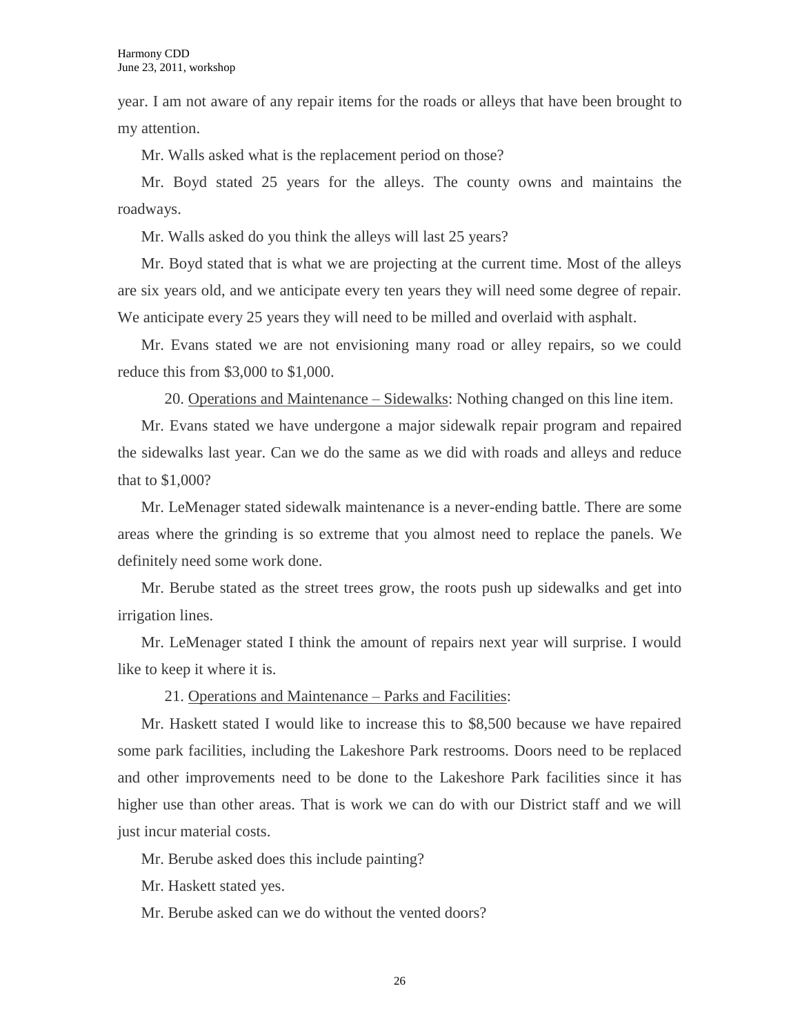year. I am not aware of any repair items for the roads or alleys that have been brought to my attention.

Mr. Walls asked what is the replacement period on those?

Mr. Boyd stated 25 years for the alleys. The county owns and maintains the roadways.

Mr. Walls asked do you think the alleys will last 25 years?

Mr. Boyd stated that is what we are projecting at the current time. Most of the alleys are six years old, and we anticipate every ten years they will need some degree of repair. We anticipate every 25 years they will need to be milled and overlaid with asphalt.

Mr. Evans stated we are not envisioning many road or alley repairs, so we could reduce this from $3,000 to $1,000.

20. <u>Operations and Maintenance – Sidewalks</u>: Nothing changed on this line item.

Mr. Evans stated we have undergone a major sidewalk repair program and repaired the sidewalks last year. Can we do the same as we did with roads and alleys and reduce that to $1,000?

Mr. LeMenager stated sidewalk maintenance is a never-ending battle. There are some areas where the grinding is so extreme that you almost need to replace the panels. We definitely need some work done.

Mr. Berube stated as the street trees grow, the roots push up sidewalks and get into irrigation lines.

Mr. LeMenager stated I think the amount of repairs next year will surprise. I would like to keep it where it is.

21. <u>Operations and Maintenance – Parks and Facilities</u>:

Mr. Haskett stated I would like to increase this to $8,500 because we have repaired some park facilities, including the Lakeshore Park restrooms. Doors need to be replaced and other improvements need to be done to the Lakeshore Park facilities since it has higher use than other areas. That is work we can do with our District staff and we will just incur material costs.

Mr. Berube asked does this include painting?

Mr. Haskett stated yes.

Mr. Berube asked can we do without the vented doors?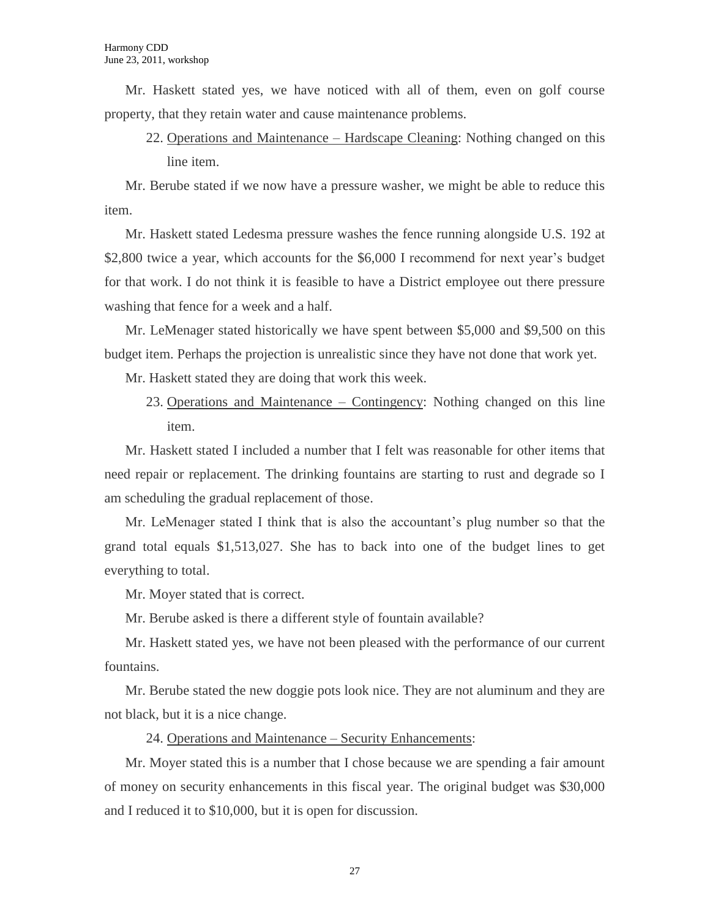Mr. Haskett stated yes, we have noticed with all of them, even on golf course property, that they retain water and cause maintenance problems.

22. Operations and Maintenance – Hardscape Cleaning: Nothing changed on this line item.

Mr. Berube stated if we now have a pressure washer, we might be able to reduce this item.

Mr. Haskett stated Ledesma pressure washes the fence running alongside U.S. 192 at $2,800 twice a year, which accounts for the $6,000 I recommend for next year's budget for that work. I do not think it is feasible to have a District employee out there pressure washing that fence for a week and a half.

Mr. LeMenager stated historically we have spent between $5,000 and $9,500 on this budget item. Perhaps the projection is unrealistic since they have not done that work yet.

Mr. Haskett stated they are doing that work this week.

23. Operations and Maintenance – Contingency: Nothing changed on this line item.

Mr. Haskett stated I included a number that I felt was reasonable for other items that need repair or replacement. The drinking fountains are starting to rust and degrade so I am scheduling the gradual replacement of those.

Mr. LeMenager stated I think that is also the accountant's plug number so that the grand total equals $1,513,027. She has to back into one of the budget lines to get everything to total.

Mr. Moyer stated that is correct.

Mr. Berube asked is there a different style of fountain available?

Mr. Haskett stated yes, we have not been pleased with the performance of our current fountains.

Mr. Berube stated the new doggie pots look nice. They are not aluminum and they are not black, but it is a nice change.

24. Operations and Maintenance – Security Enhancements:

Mr. Moyer stated this is a number that I chose because we are spending a fair amount of money on security enhancements in this fiscal year. The original budget was $30,000 and I reduced it to $10,000, but it is open for discussion.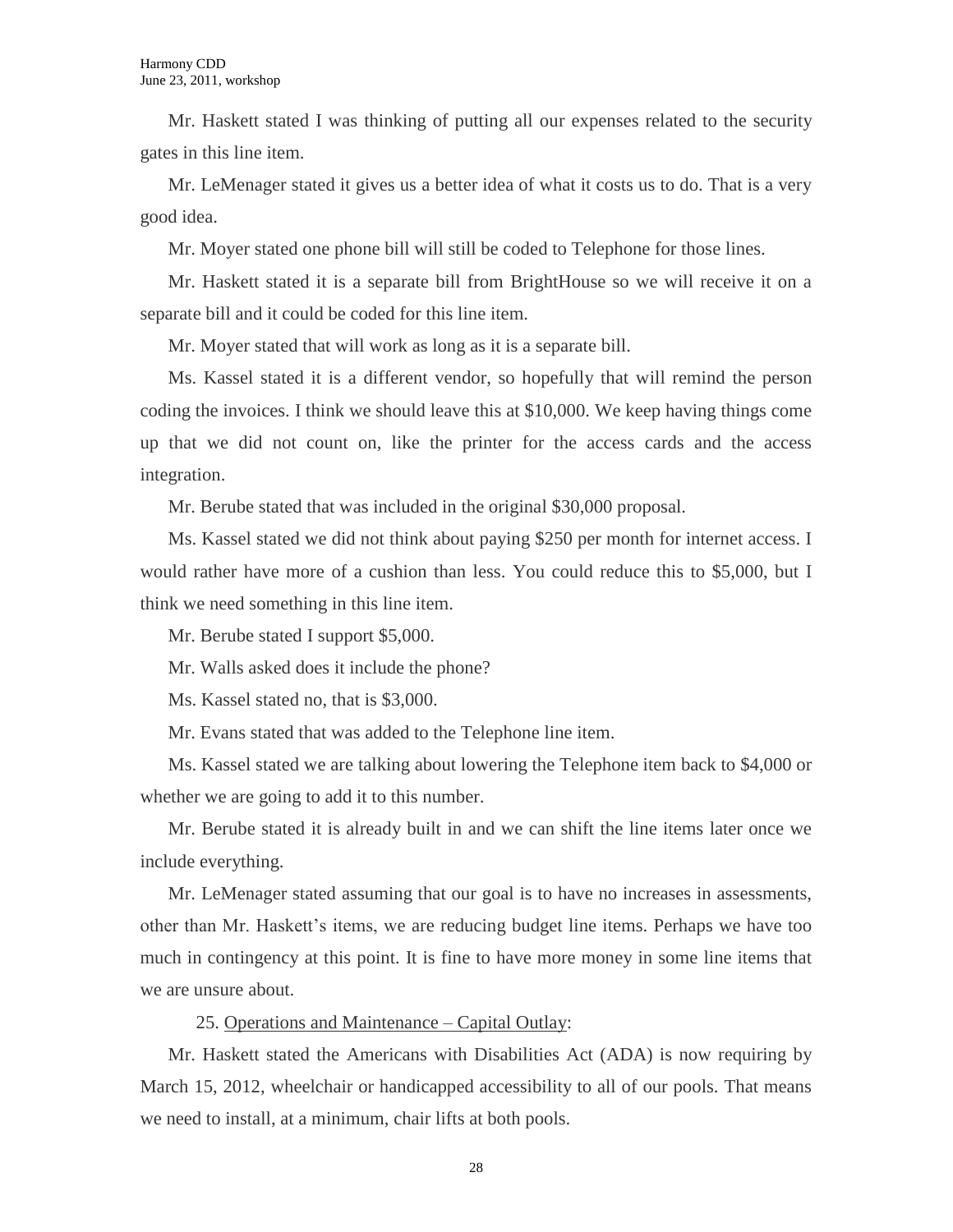Mr. Haskett stated I was thinking of putting all our expenses related to the security gates in this line item.

Mr. LeMenager stated it gives us a better idea of what it costs us to do. That is a very good idea.

Mr. Moyer stated one phone bill will still be coded to Telephone for those lines.

Mr. Haskett stated it is a separate bill from BrightHouse so we will receive it on a separate bill and it could be coded for this line item.

Mr. Moyer stated that will work as long as it is a separate bill.

Ms. Kassel stated it is a different vendor, so hopefully that will remind the person coding the invoices. I think we should leave this at $10,000. We keep having things come up that we did not count on, like the printer for the access cards and the access integration.

Mr. Berube stated that was included in the original $30,000 proposal.

Ms. Kassel stated we did not think about paying $250 per month for internet access. I would rather have more of a cushion than less. You could reduce this to $5,000, but I think we need something in this line item.

Mr. Berube stated I support $5,000.

Mr. Walls asked does it include the phone?

Ms. Kassel stated no, that is $3,000.

Mr. Evans stated that was added to the Telephone line item.

Ms. Kassel stated we are talking about lowering the Telephone item back to $4,000 or whether we are going to add it to this number.

Mr. Berube stated it is already built in and we can shift the line items later once we include everything.

Mr. LeMenager stated assuming that our goal is to have no increases in assessments, other than Mr. Haskett's items, we are reducing budget line items. Perhaps we have too much in contingency at this point. It is fine to have more money in some line items that we are unsure about.

25. Operations and Maintenance – Capital Outlay:

Mr. Haskett stated the Americans with Disabilities Act (ADA) is now requiring by March 15, 2012, wheelchair or handicapped accessibility to all of our pools. That means we need to install, at a minimum, chair lifts at both pools.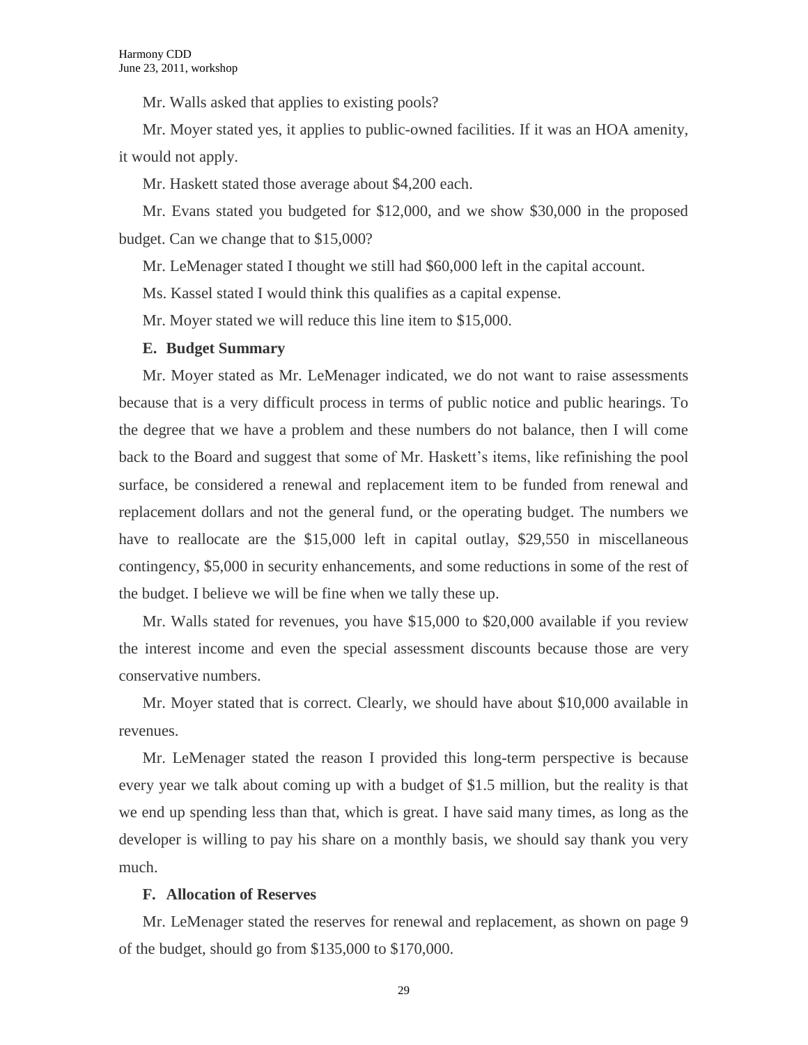Mr. Walls asked that applies to existing pools?

Mr. Moyer stated yes, it applies to public-owned facilities. If it was an HOA amenity, it would not apply.

Mr. Haskett stated those average about $4,200 each.

Mr. Evans stated you budgeted for $12,000, and we show $30,000 in the proposed budget. Can we change that to $15,000?

Mr. LeMenager stated I thought we still had $60,000 left in the capital account.

Ms. Kassel stated I would think this qualifies as a capital expense.

Mr. Moyer stated we will reduce this line item to $15,000.

**E. Budget Summary**

Mr. Moyer stated as Mr. LeMenager indicated, we do not want to raise assessments because that is a very difficult process in terms of public notice and public hearings. To the degree that we have a problem and these numbers do not balance, then I will come back to the Board and suggest that some of Mr. Haskett's items, like refinishing the pool surface, be considered a renewal and replacement item to be funded from renewal and replacement dollars and not the general fund, or the operating budget. The numbers we have to reallocate are the $15,000 left in capital outlay, $29,550 in miscellaneous contingency, $5,000 in security enhancements, and some reductions in some of the rest of the budget. I believe we will be fine when we tally these up.

Mr. Walls stated for revenues, you have $15,000 to $20,000 available if you review the interest income and even the special assessment discounts because those are very conservative numbers.

Mr. Moyer stated that is correct. Clearly, we should have about $10,000 available in revenues.

Mr. LeMenager stated the reason I provided this long-term perspective is because every year we talk about coming up with a budget of $1.5 million, but the reality is that we end up spending less than that, which is great. I have said many times, as long as the developer is willing to pay his share on a monthly basis, we should say thank you very much.

**F. Allocation of Reserves**

Mr. LeMenager stated the reserves for renewal and replacement, as shown on page 9 of the budget, should go from $135,000 to $170,000.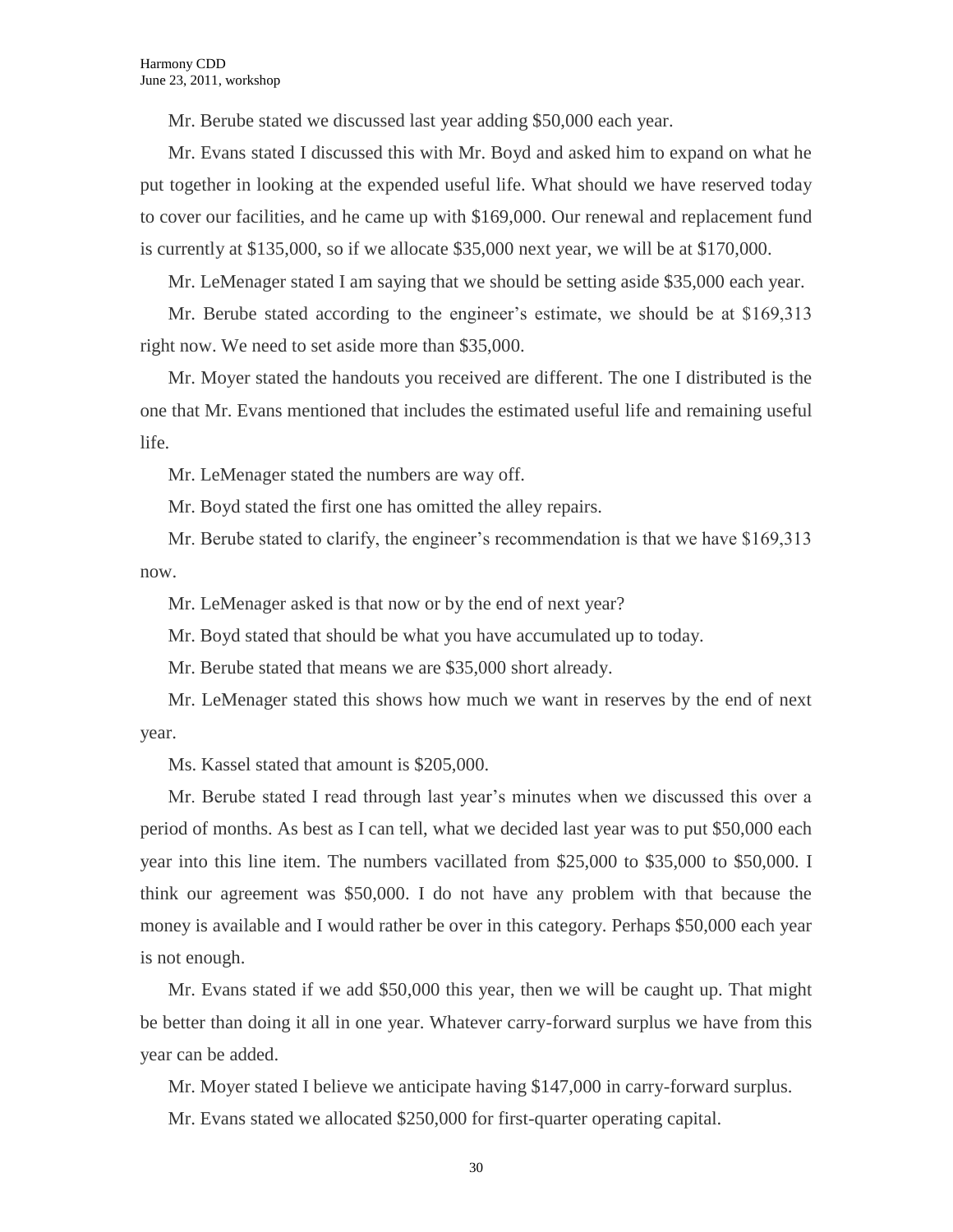Mr. Berube stated we discussed last year adding $50,000 each year.

Mr. Evans stated I discussed this with Mr. Boyd and asked him to expand on what he put together in looking at the expended useful life. What should we have reserved today to cover our facilities, and he came up with $169,000. Our renewal and replacement fund is currently at $135,000, so if we allocate $35,000 next year, we will be at $170,000.

Mr. LeMenager stated I am saying that we should be setting aside $35,000 each year.

Mr. Berube stated according to the engineer's estimate, we should be at $169,313 right now. We need to set aside more than $35,000.

Mr. Moyer stated the handouts you received are different. The one I distributed is the one that Mr. Evans mentioned that includes the estimated useful life and remaining useful life.

Mr. LeMenager stated the numbers are way off.

Mr. Boyd stated the first one has omitted the alley repairs.

Mr. Berube stated to clarify, the engineer's recommendation is that we have $169,313 now.

Mr. LeMenager asked is that now or by the end of next year?

Mr. Boyd stated that should be what you have accumulated up to today.

Mr. Berube stated that means we are $35,000 short already.

Mr. LeMenager stated this shows how much we want in reserves by the end of next year.

Ms. Kassel stated that amount is $205,000.

Mr. Berube stated I read through last year's minutes when we discussed this over a period of months. As best as I can tell, what we decided last year was to put $50,000 each year into this line item. The numbers vacillated from $25,000 to $35,000 to $50,000. I think our agreement was $50,000. I do not have any problem with that because the money is available and I would rather be over in this category. Perhaps $50,000 each year is not enough.

Mr. Evans stated if we add $50,000 this year, then we will be caught up. That might be better than doing it all in one year. Whatever carry-forward surplus we have from this year can be added.

Mr. Moyer stated I believe we anticipate having $147,000 in carry-forward surplus.

Mr. Evans stated we allocated $250,000 for first-quarter operating capital.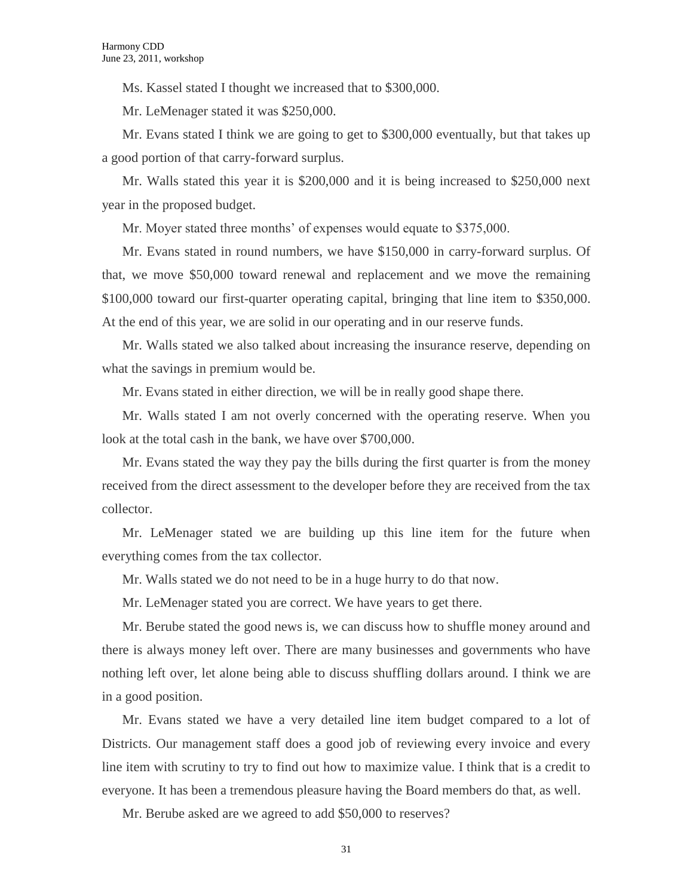Ms. Kassel stated I thought we increased that to $300,000.

Mr. LeMenager stated it was $250,000.

Mr. Evans stated I think we are going to get to $300,000 eventually, but that takes up a good portion of that carry-forward surplus.

Mr. Walls stated this year it is $200,000 and it is being increased to $250,000 next year in the proposed budget.

Mr. Moyer stated three months' of expenses would equate to $375,000.

Mr. Evans stated in round numbers, we have $150,000 in carry-forward surplus. Of that, we move $50,000 toward renewal and replacement and we move the remaining $100,000 toward our first-quarter operating capital, bringing that line item to $350,000. At the end of this year, we are solid in our operating and in our reserve funds.

Mr. Walls stated we also talked about increasing the insurance reserve, depending on what the savings in premium would be.

Mr. Evans stated in either direction, we will be in really good shape there.

Mr. Walls stated I am not overly concerned with the operating reserve. When you look at the total cash in the bank, we have over $700,000.

Mr. Evans stated the way they pay the bills during the first quarter is from the money received from the direct assessment to the developer before they are received from the tax collector.

Mr. LeMenager stated we are building up this line item for the future when everything comes from the tax collector.

Mr. Walls stated we do not need to be in a huge hurry to do that now.

Mr. LeMenager stated you are correct. We have years to get there.

Mr. Berube stated the good news is, we can discuss how to shuffle money around and there is always money left over. There are many businesses and governments who have nothing left over, let alone being able to discuss shuffling dollars around. I think we are in a good position.

Mr. Evans stated we have a very detailed line item budget compared to a lot of Districts. Our management staff does a good job of reviewing every invoice and every line item with scrutiny to try to find out how to maximize value. I think that is a credit to everyone. It has been a tremendous pleasure having the Board members do that, as well.

Mr. Berube asked are we agreed to add $50,000 to reserves?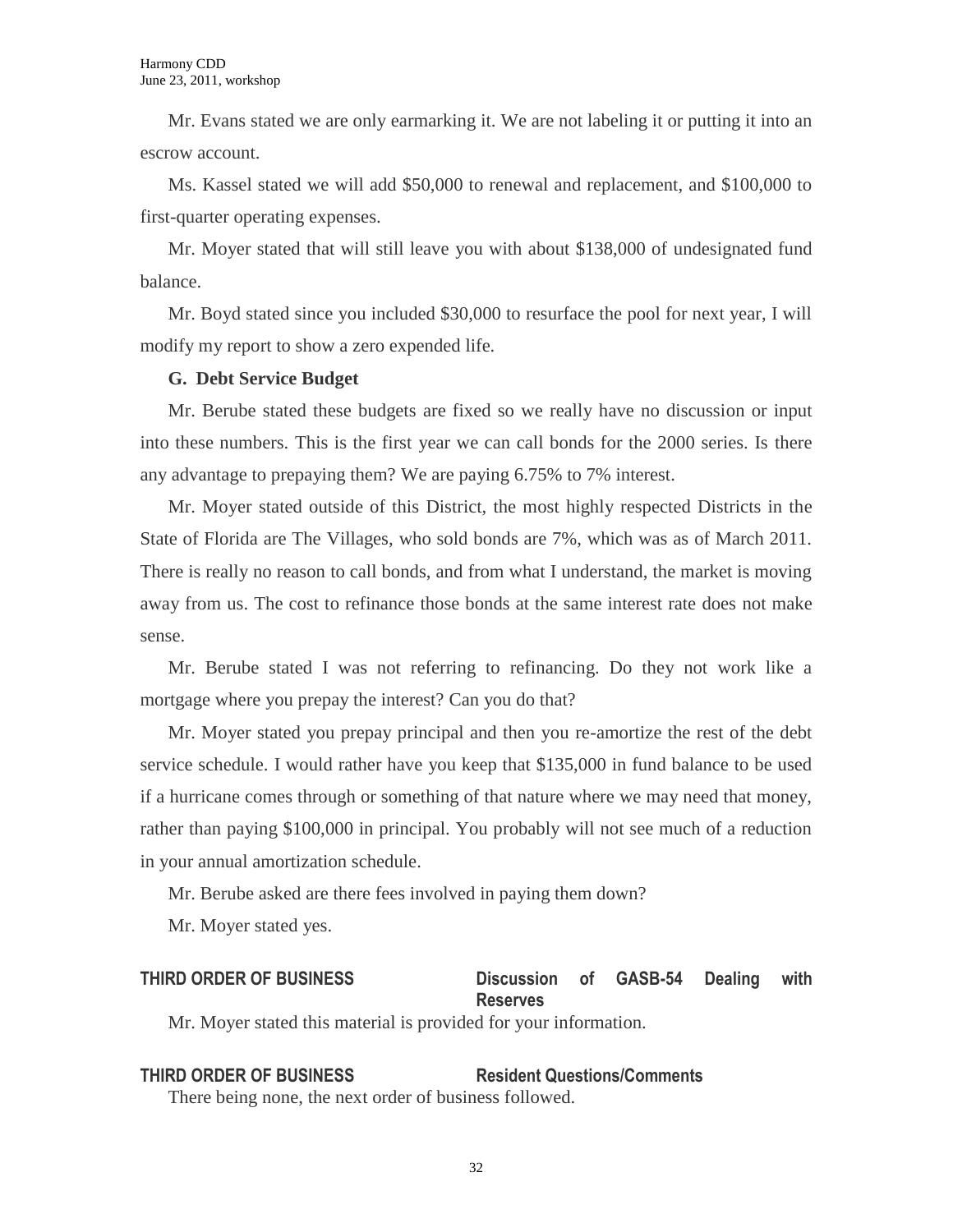Mr. Evans stated we are only earmarking it. We are not labeling it or putting it into an escrow account.

Ms. Kassel stated we will add $50,000 to renewal and replacement, and $100,000 to first-quarter operating expenses.

Mr. Moyer stated that will still leave you with about $138,000 of undesignated fund balance.

Mr. Boyd stated since you included $30,000 to resurface the pool for next year, I will modify my report to show a zero expended life.

**G. Debt Service Budget**

Mr. Berube stated these budgets are fixed so we really have no discussion or input into these numbers. This is the first year we can call bonds for the 2000 series. Is there any advantage to prepaying them? We are paying 6.75% to 7% interest.

Mr. Moyer stated outside of this District, the most highly respected Districts in the State of Florida are The Villages, who sold bonds are 7%, which was as of March 2011. There is really no reason to call bonds, and from what I understand, the market is moving away from us. The cost to refinance those bonds at the same interest rate does not make sense.

Mr. Berube stated I was not referring to refinancing. Do they not work like a mortgage where you prepay the interest? Can you do that?

Mr. Moyer stated you prepay principal and then you re-amortize the rest of the debt service schedule. I would rather have you keep that $135,000 in fund balance to be used if a hurricane comes through or something of that nature where we may need that money, rather than paying $100,000 in principal. You probably will not see much of a reduction in your annual amortization schedule.

Mr. Berube asked are there fees involved in paying them down?

Mr. Moyer stated yes.

**THIRD ORDER OF BUSINESS** **Discussion of GASB-54 Dealing with Reserves**

Mr. Moyer stated this material is provided for your information.

**THIRD ORDER OF BUSINESS** **Resident Questions/Comments**

There being none, the next order of business followed.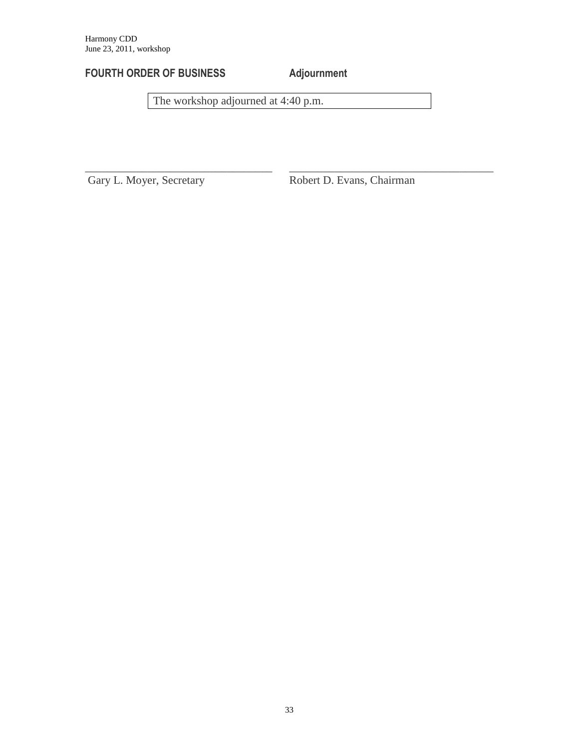## FOURTH ORDER OF BUSINESS    Adjournment

The workshop adjourned at 4:40 p.m.

\_\_\_\_\_\_\_\_\_\_\_\_\_\_\_\_\_\_\_\_\_\_\_\_\_\_\_\_\_\_\_\_\_\_
Gary L. Moyer, Secretary

\_\_\_\_\_\_\_\_\_\_\_\_\_\_\_\_\_\_\_\_\_\_\_\_\_\_\_\_\_\_\_\_\_\_
Robert D. Evans, Chairman